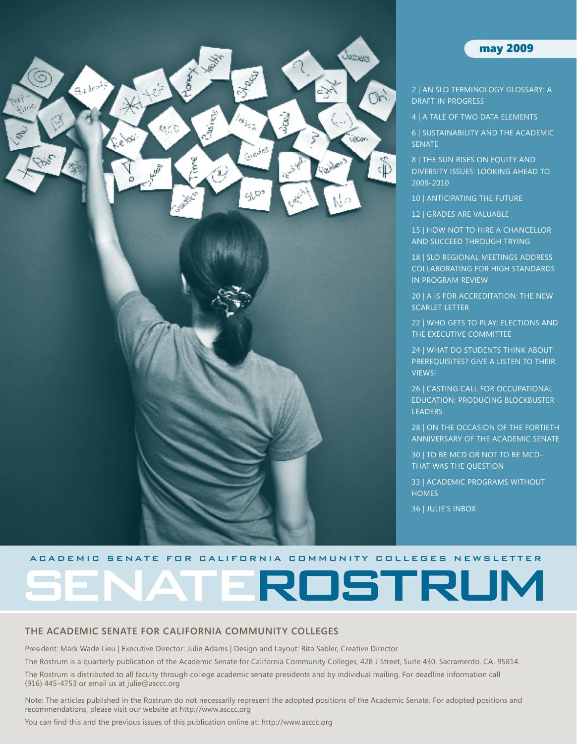**may 2009**

- 2 | AN SLO TERMINOLOGY GLOSSARY: A DRAFT IN PROGRESS
- 4 | A TALE OF TWO DATA ELEMENTS
- 6 | SUSTAINABILITY AND THE ACADEMIC SENATE
- 8 | THE SUN RISES ON EQUITY AND DIVERSITY ISSUES: LOOKING AHEAD TO 2009-2010
- 10 | ANTICIPATING THE FUTURE
- 12 | GRADES ARE VALUABLE
- 15 | HOW NOT TO HIRE A CHANCELLOR AND SUCCEED THROUGH TRYING
- 18 | SLO REGIONAL MEETINGS ADDRESS COLLABORATING FOR HIGH STANDARDS IN PROGRAM REVIEW
- 20 | A IS FOR ACCREDITATION: THE NEW SCARLET LETTER
- 22 | WHO GETS TO PLAY: ELECTIONS AND THE EXECUTIVE COMMITTEE
- 24 | WHAT DO STUDENTS THINK ABOUT PREREQUISITES? GIVE A LISTEN TO THEIR VIEWS!
- 26 | CASTING CALL FOR OCCUPATIONAL EDUCATION: PRODUCING BLOCKBUSTER LEADERS
- 28 | ON THE OCCASION OF THE FORTIETH ANNIVERSARY OF THE ACADEMIC SENATE
- 30 | TO BE MCD OR NOT TO BE MCD– THAT WAS THE QUESTION
- 33 | ACADEMIC PROGRAMS WITHOUT HOMES
- 36 | JULIE'S INBOX

ACADEMIC SENATE FOR CALIFORNIA COMMUNITY COLLEGES NEWSLETTER

# SENATEROSTRUM

## THE ACADEMIC SENATE FOR CALIFORNIA COMMUNITY COLLEGES

President: Mark Wade Lieu | Executive Director: Julie Adams | Design and Layout: Rita Sabler, Creative Director

The Rostrum is a quarterly publication of the Academic Senate for California Community Colleges, 428 J Street, Suite 430, Sacramento, CA, 95814.

The Rostrum is distributed to all faculty through college academic senate presidents and by individual mailing. For deadline information call (916) 445-4753 or email us at julie@asccc.org

Note: The articles published in the Rostrum do not necessarily represent the adopted positions of the Academic Senate. For adopted positions and recommendations, please visit our website at http://www.asccc.org

You can find this and the previous issues of this publication online at: http://www.asccc.org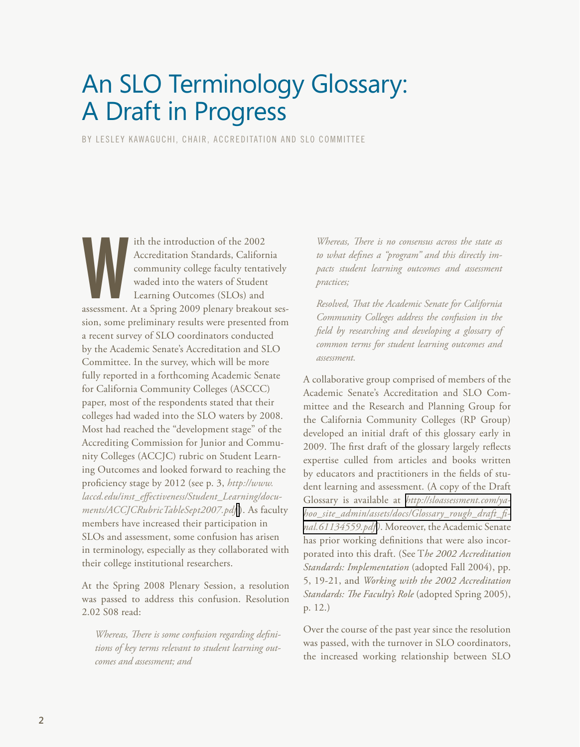# An SLO Terminology Glossary: A Draft in Progress

BY LESLEY KAWAGUCHI, CHAIR, ACCREDITATION AND SLO COMMITTEE

With the introduction of the 2002 Accreditation Standards, California community college faculty tentatively waded into the waters of Student Learning Outcomes (SLOs) and assessment. At a Spring 2009 plenary breakout session, some preliminary results were presented from a recent survey of SLO coordinators conducted by the Academic Senate's Accreditation and SLO Committee. In the survey, which will be more fully reported in a forthcoming Academic Senate for California Community Colleges (ASCCC) paper, most of the respondents stated that their colleges had waded into the SLO waters by 2008. Most had reached the "development stage" of the Accrediting Commission for Junior and Community Colleges (ACCJC) rubric on Student Learning Outcomes and looked forward to reaching the proficiency stage by 2012 (see p. 3, *http://www.laccd.edu/inst_effectiveness/Student_Learning/documents/ACCJCRubricTableSept2007.pdf*). As faculty members have increased their participation in SLOs and assessment, some confusion has arisen in terminology, especially as they collaborated with their college institutional researchers.

At the Spring 2008 Plenary Session, a resolution was passed to address this confusion. Resolution 2.02 S08 read:

> *Whereas, There is some confusion regarding definitions of key terms relevant to student learning outcomes and assessment; and*
>
> *Whereas, There is no consensus across the state as to what defines a "program" and this directly impacts student learning outcomes and assessment practices;*
>
> *Resolved, That the Academic Senate for California Community Colleges address the confusion in the field by researching and developing a glossary of common terms for student learning outcomes and assessment.*

A collaborative group comprised of members of the Academic Senate's Accreditation and SLO Committee and the Research and Planning Group for the California Community Colleges (RP Group) developed an initial draft of this glossary early in 2009. The first draft of the glossary largely reflects expertise culled from articles and books written by educators and practitioners in the fields of student learning and assessment. (A copy of the Draft Glossary is available at *http://sloassessment.com/yahoo_site_admin/assets/docs/Glossary_rough_draft_final.61134559.pdf*). Moreover, the Academic Senate has prior working definitions that were also incorporated into this draft. (See T*he 2002 Accreditation Standards: Implementation* (adopted Fall 2004), pp. 5, 19-21, and *Working with the 2002 Accreditation Standards: The Faculty's Role* (adopted Spring 2005), p. 12.)

Over the course of the past year since the resolution was passed, with the turnover in SLO coordinators, the increased working relationship between SLO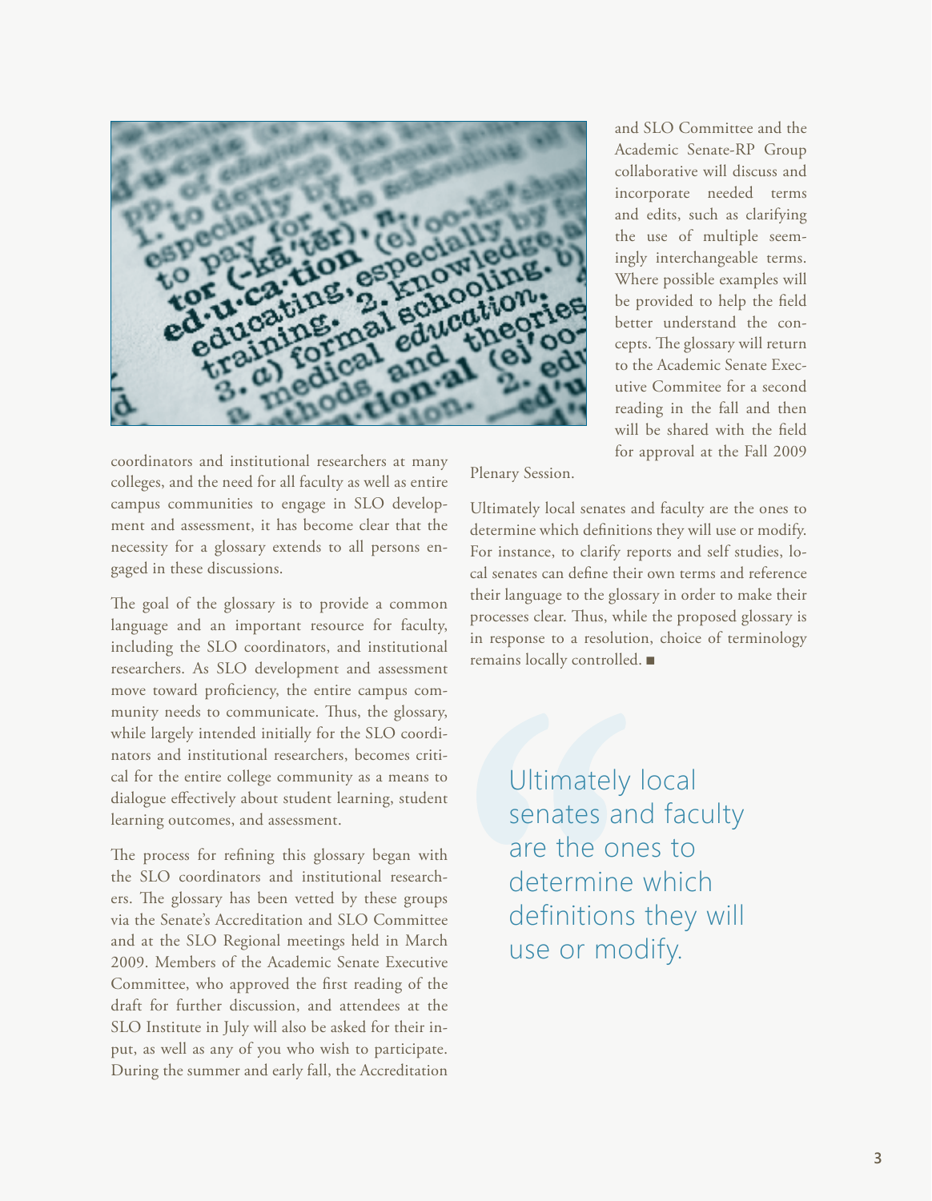coordinators and institutional researchers at many colleges, and the need for all faculty as well as entire campus communities to engage in SLO development and assessment, it has become clear that the necessity for a glossary extends to all persons engaged in these discussions.

The goal of the glossary is to provide a common language and an important resource for faculty, including the SLO coordinators, and institutional researchers. As SLO development and assessment move toward proficiency, the entire campus community needs to communicate. Thus, the glossary, while largely intended initially for the SLO coordinators and institutional researchers, becomes critical for the entire college community as a means to dialogue effectively about student learning, student learning outcomes, and assessment.

The process for refining this glossary began with the SLO coordinators and institutional researchers. The glossary has been vetted by these groups via the Senate's Accreditation and SLO Committee and at the SLO Regional meetings held in March 2009. Members of the Academic Senate Executive Committee, who approved the first reading of the draft for further discussion, and attendees at the SLO Institute in July will also be asked for their input, as well as any of you who wish to participate. During the summer and early fall, the Accreditation and SLO Committee and the Academic Senate-RP Group collaborative will discuss and incorporate needed terms and edits, such as clarifying the use of multiple seemingly interchangeable terms. Where possible examples will be provided to help the field better understand the concepts. The glossary will return to the Academic Senate Executive Commitee for a second reading in the fall and then will be shared with the field for approval at the Fall 2009 Plenary Session.

Ultimately local senates and faculty are the ones to determine which definitions they will use or modify. For instance, to clarify reports and self studies, local senates can define their own terms and reference their language to the glossary in order to make their processes clear. Thus, while the proposed glossary is in response to a resolution, choice of terminology remains locally controlled. ■

> Ultimately local senates and faculty are the ones to determine which definitions they will use or modify.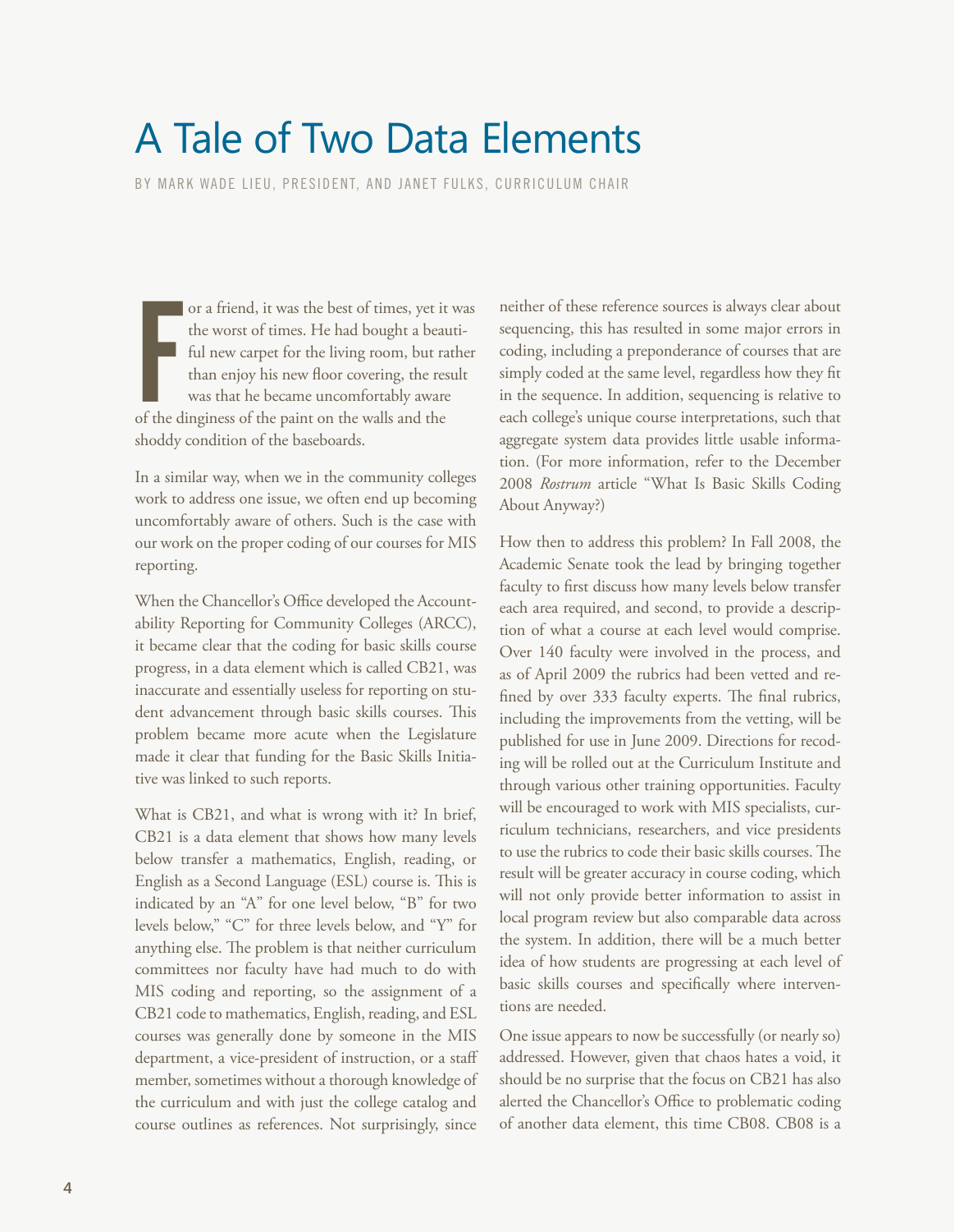# A Tale of Two Data Elements

BY MARK WADE LIEU, PRESIDENT, AND JANET FULKS, CURRICULUM CHAIR

For a friend, it was the best of times, yet it was the worst of times. He had bought a beautiful new carpet for the living room, but rather than enjoy his new floor covering, the result was that he became uncomfortably aware of the dinginess of the paint on the walls and the shoddy condition of the baseboards.

In a similar way, when we in the community colleges work to address one issue, we often end up becoming uncomfortably aware of others. Such is the case with our work on the proper coding of our courses for MIS reporting.

When the Chancellor's Office developed the Accountability Reporting for Community Colleges (ARCC), it became clear that the coding for basic skills course progress, in a data element which is called CB21, was inaccurate and essentially useless for reporting on student advancement through basic skills courses. This problem became more acute when the Legislature made it clear that funding for the Basic Skills Initiative was linked to such reports.

What is CB21, and what is wrong with it? In brief, CB21 is a data element that shows how many levels below transfer a mathematics, English, reading, or English as a Second Language (ESL) course is. This is indicated by an "A" for one level below, "B" for two levels below," "C" for three levels below, and "Y" for anything else. The problem is that neither curriculum committees nor faculty have had much to do with MIS coding and reporting, so the assignment of a CB21 code to mathematics, English, reading, and ESL courses was generally done by someone in the MIS department, a vice-president of instruction, or a staff member, sometimes without a thorough knowledge of the curriculum and with just the college catalog and course outlines as references. Not surprisingly, since neither of these reference sources is always clear about sequencing, this has resulted in some major errors in coding, including a preponderance of courses that are simply coded at the same level, regardless how they fit in the sequence. In addition, sequencing is relative to each college's unique course interpretations, such that aggregate system data provides little usable information. (For more information, refer to the December 2008 *Rostrum* article "What Is Basic Skills Coding About Anyway?)

How then to address this problem? In Fall 2008, the Academic Senate took the lead by bringing together faculty to first discuss how many levels below transfer each area required, and second, to provide a description of what a course at each level would comprise. Over 140 faculty were involved in the process, and as of April 2009 the rubrics had been vetted and refined by over 333 faculty experts. The final rubrics, including the improvements from the vetting, will be published for use in June 2009. Directions for recoding will be rolled out at the Curriculum Institute and through various other training opportunities. Faculty will be encouraged to work with MIS specialists, curriculum technicians, researchers, and vice presidents to use the rubrics to code their basic skills courses. The result will be greater accuracy in course coding, which will not only provide better information to assist in local program review but also comparable data across the system. In addition, there will be a much better idea of how students are progressing at each level of basic skills courses and specifically where interventions are needed.

One issue appears to now be successfully (or nearly so) addressed. However, given that chaos hates a void, it should be no surprise that the focus on CB21 has also alerted the Chancellor's Office to problematic coding of another data element, this time CB08. CB08 is a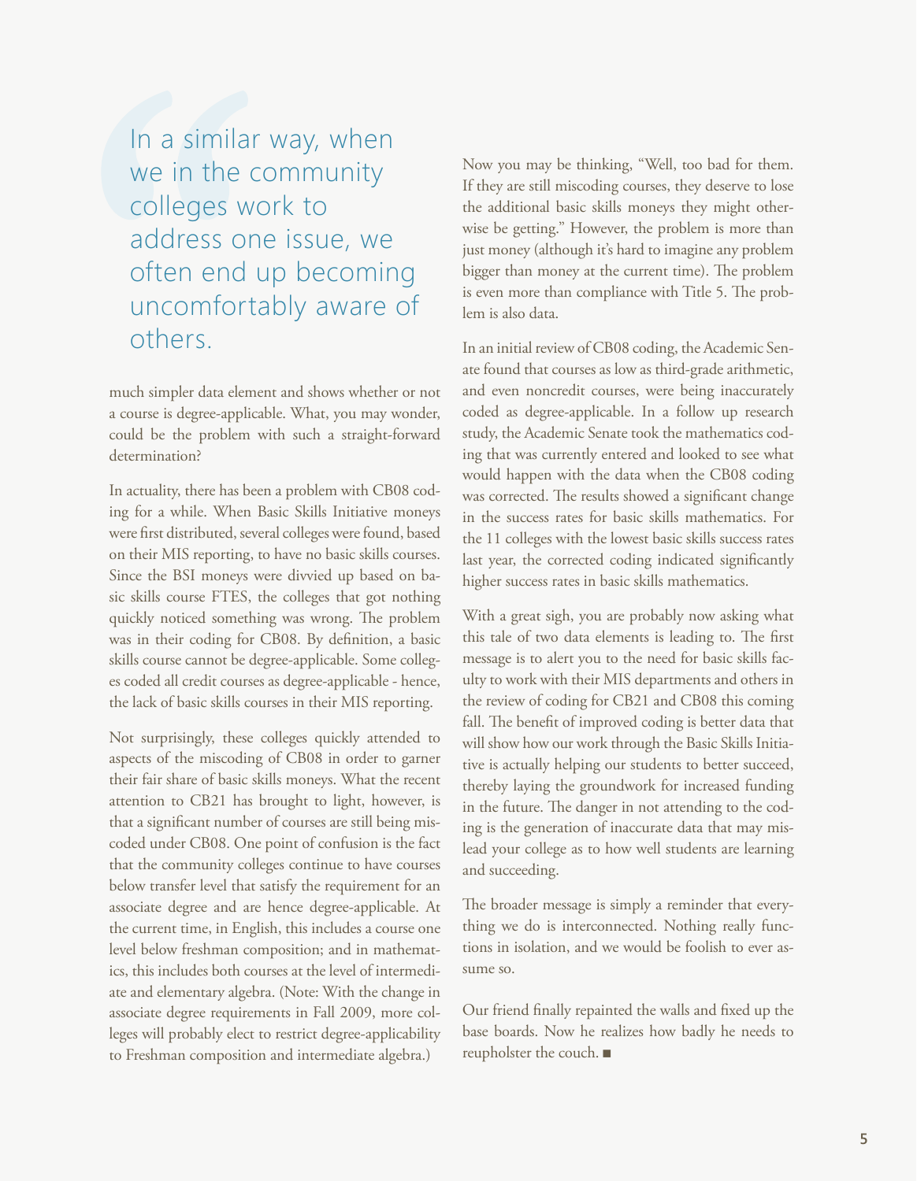> In a similar way, when we in the community colleges work to address one issue, we often end up becoming uncomfortably aware of others.

much simpler data element and shows whether or not a course is degree-applicable. What, you may wonder, could be the problem with such a straight-forward determination?

In actuality, there has been a problem with CB08 coding for a while. When Basic Skills Initiative moneys were first distributed, several colleges were found, based on their MIS reporting, to have no basic skills courses. Since the BSI moneys were divvied up based on basic skills course FTES, the colleges that got nothing quickly noticed something was wrong. The problem was in their coding for CB08. By definition, a basic skills course cannot be degree-applicable. Some colleges coded all credit courses as degree-applicable - hence, the lack of basic skills courses in their MIS reporting.

Not surprisingly, these colleges quickly attended to aspects of the miscoding of CB08 in order to garner their fair share of basic skills moneys. What the recent attention to CB21 has brought to light, however, is that a significant number of courses are still being miscoded under CB08. One point of confusion is the fact that the community colleges continue to have courses below transfer level that satisfy the requirement for an associate degree and are hence degree-applicable. At the current time, in English, this includes a course one level below freshman composition; and in mathematics, this includes both courses at the level of intermediate and elementary algebra. (Note: With the change in associate degree requirements in Fall 2009, more colleges will probably elect to restrict degree-applicability to Freshman composition and intermediate algebra.)

Now you may be thinking, "Well, too bad for them. If they are still miscoding courses, they deserve to lose the additional basic skills moneys they might otherwise be getting." However, the problem is more than just money (although it's hard to imagine any problem bigger than money at the current time). The problem is even more than compliance with Title 5. The problem is also data.

In an initial review of CB08 coding, the Academic Senate found that courses as low as third-grade arithmetic, and even noncredit courses, were being inaccurately coded as degree-applicable. In a follow up research study, the Academic Senate took the mathematics coding that was currently entered and looked to see what would happen with the data when the CB08 coding was corrected. The results showed a significant change in the success rates for basic skills mathematics. For the 11 colleges with the lowest basic skills success rates last year, the corrected coding indicated significantly higher success rates in basic skills mathematics.

With a great sigh, you are probably now asking what this tale of two data elements is leading to. The first message is to alert you to the need for basic skills faculty to work with their MIS departments and others in the review of coding for CB21 and CB08 this coming fall. The benefit of improved coding is better data that will show how our work through the Basic Skills Initiative is actually helping our students to better succeed, thereby laying the groundwork for increased funding in the future. The danger in not attending to the coding is the generation of inaccurate data that may mislead your college as to how well students are learning and succeeding.

The broader message is simply a reminder that everything we do is interconnected. Nothing really functions in isolation, and we would be foolish to ever assume so.

Our friend finally repainted the walls and fixed up the base boards. Now he realizes how badly he needs to reupholster the couch. ■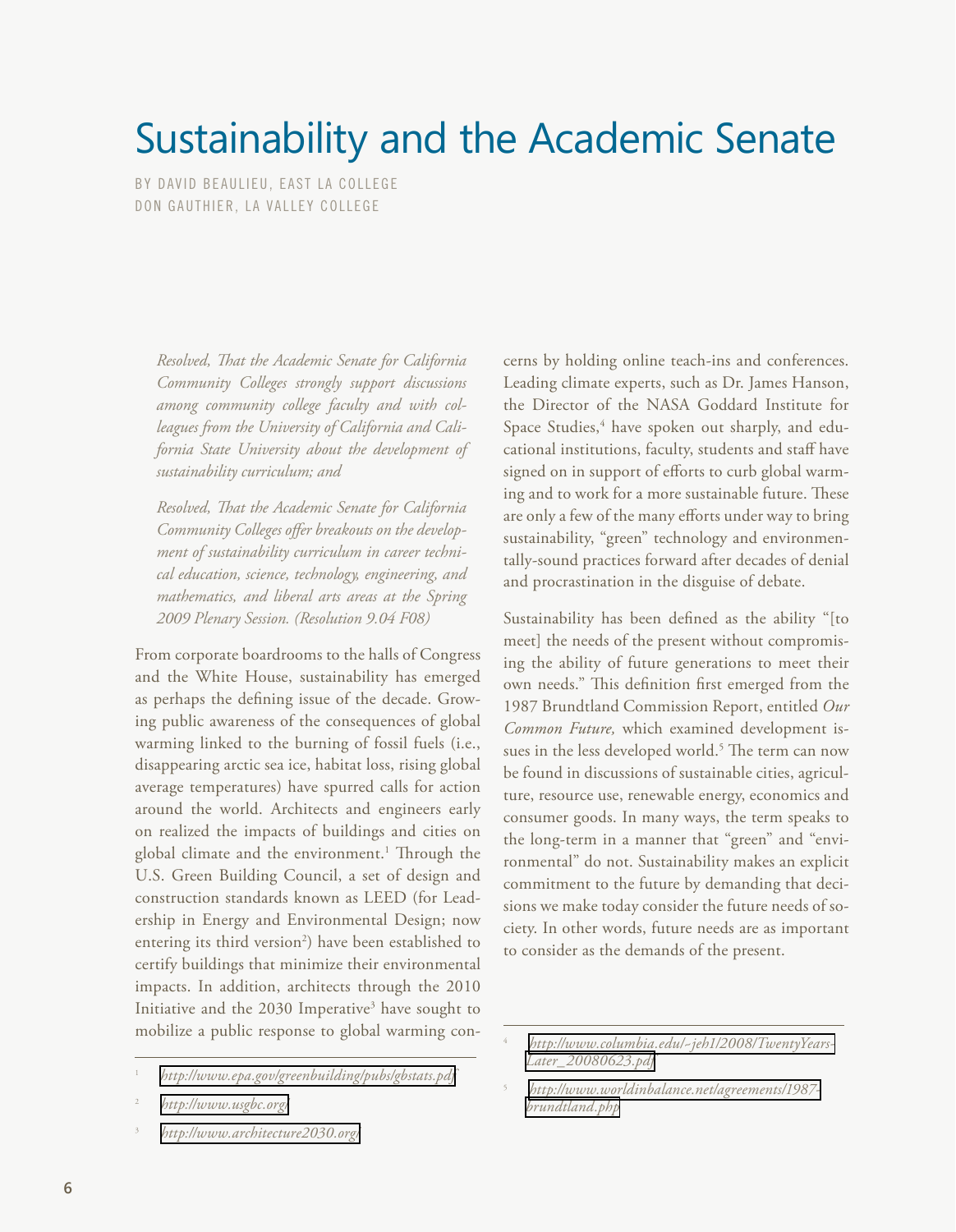# Sustainability and the Academic Senate

BY DAVID BEAULIEU, EAST LA COLLEGE
DON GAUTHIER, LA VALLEY COLLEGE

*Resolved, That the Academic Senate for California Community Colleges strongly support discussions among community college faculty and with colleagues from the University of California and California State University about the development of sustainability curriculum; and*

*Resolved, That the Academic Senate for California Community Colleges offer breakouts on the development of sustainability curriculum in career technical education, science, technology, engineering, and mathematics, and liberal arts areas at the Spring 2009 Plenary Session. (Resolution 9.04 F08)*

From corporate boardrooms to the halls of Congress and the White House, sustainability has emerged as perhaps the defining issue of the decade. Growing public awareness of the consequences of global warming linked to the burning of fossil fuels (i.e., disappearing arctic sea ice, habitat loss, rising global average temperatures) have spurred calls for action around the world. Architects and engineers early on realized the impacts of buildings and cities on global climate and the environment.[1] Through the U.S. Green Building Council, a set of design and construction standards known as LEED (for Leadership in Energy and Environmental Design; now entering its third version[2]) have been established to certify buildings that minimize their environmental impacts. In addition, architects through the 2010 Initiative and the 2030 Imperative[3] have sought to mobilize a public response to global warming concerns by holding online teach-ins and conferences. Leading climate experts, such as Dr. James Hanson, the Director of the NASA Goddard Institute for Space Studies,[4] have spoken out sharply, and educational institutions, faculty, students and staff have signed on in support of efforts to curb global warming and to work for a more sustainable future. These are only a few of the many efforts under way to bring sustainability, "green" technology and environmentally-sound practices forward after decades of denial and procrastination in the disguise of debate.

Sustainability has been defined as the ability "[to meet] the needs of the present without compromising the ability of future generations to meet their own needs." This definition first emerged from the 1987 Brundtland Commission Report, entitled *Our Common Future,* which examined development issues in the less developed world.[5] The term can now be found in discussions of sustainable cities, agriculture, resource use, renewable energy, economics and consumer goods. In many ways, the term speaks to the long-term in a manner that "green" and "environmental" do not. Sustainability makes an explicit commitment to the future by demanding that decisions we make today consider the future needs of society. In other words, future needs are as important to consider as the demands of the present.

---

[1] *http://www.epa.gov/greenbuilding/pubs/gbstats.pdf*

[2] *http://www.usgbc.org/*

[3] *http://www.architecture2030.org/*

[4] *http://www.columbia.edu/~jeh1/2008/TwentyYearsLater_20080623.pdf*

[5] *http://www.worldinbalance.net/agreements/1987-brundtland.php*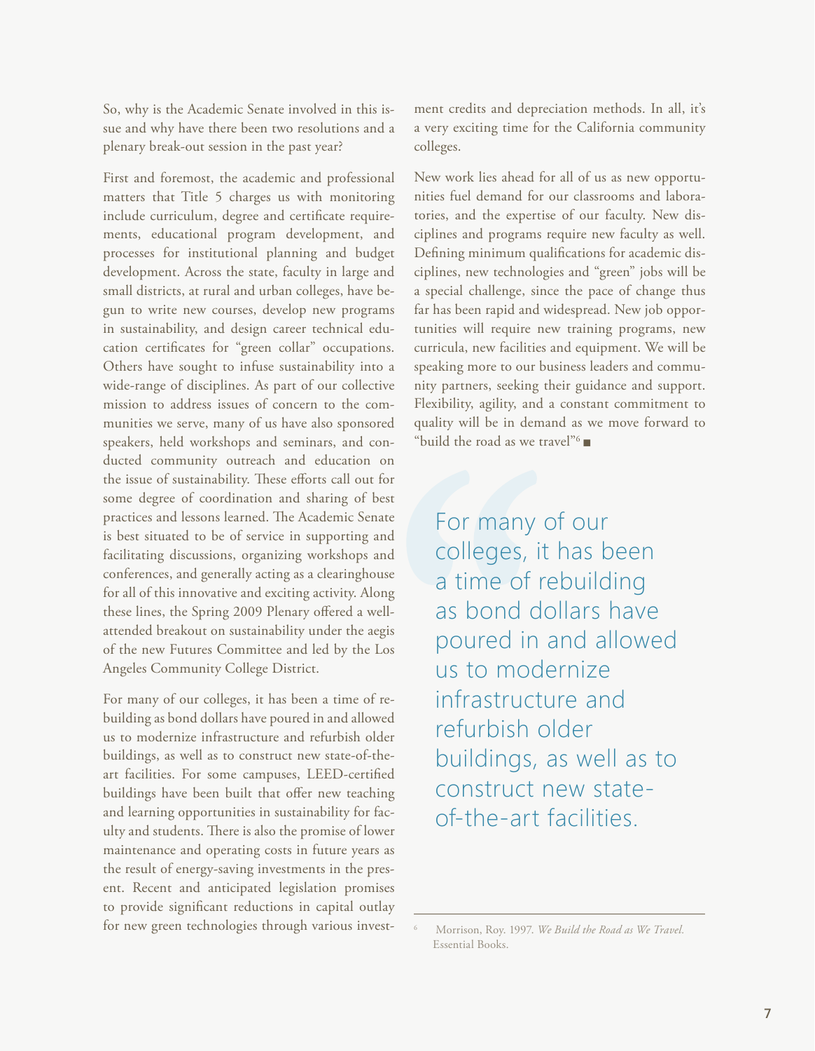So, why is the Academic Senate involved in this issue and why have there been two resolutions and a plenary break-out session in the past year?

First and foremost, the academic and professional matters that Title 5 charges us with monitoring include curriculum, degree and certificate requirements, educational program development, and processes for institutional planning and budget development. Across the state, faculty in large and small districts, at rural and urban colleges, have begun to write new courses, develop new programs in sustainability, and design career technical education certificates for "green collar" occupations. Others have sought to infuse sustainability into a wide-range of disciplines. As part of our collective mission to address issues of concern to the communities we serve, many of us have also sponsored speakers, held workshops and seminars, and conducted community outreach and education on the issue of sustainability. These efforts call out for some degree of coordination and sharing of best practices and lessons learned. The Academic Senate is best situated to be of service in supporting and facilitating discussions, organizing workshops and conferences, and generally acting as a clearinghouse for all of this innovative and exciting activity. Along these lines, the Spring 2009 Plenary offered a well-attended breakout on sustainability under the aegis of the new Futures Committee and led by the Los Angeles Community College District.

For many of our colleges, it has been a time of rebuilding as bond dollars have poured in and allowed us to modernize infrastructure and refurbish older buildings, as well as to construct new state-of-the-art facilities. For some campuses, LEED-certified buildings have been built that offer new teaching and learning opportunities in sustainability for faculty and students. There is also the promise of lower maintenance and operating costs in future years as the result of energy-saving investments in the present. Recent and anticipated legislation promises to provide significant reductions in capital outlay for new green technologies through various investment credits and depreciation methods. In all, it's a very exciting time for the California community colleges.

New work lies ahead for all of us as new opportunities fuel demand for our classrooms and laboratories, and the expertise of our faculty. New disciplines and programs require new faculty as well. Defining minimum qualifications for academic disciplines, new technologies and "green" jobs will be a special challenge, since the pace of change thus far has been rapid and widespread. New job opportunities will require new training programs, new curricula, new facilities and equipment. We will be speaking more to our business leaders and community partners, seeking their guidance and support. Flexibility, agility, and a constant commitment to quality will be in demand as we move forward to "build the road as we travel"[6] ■

> For many of our colleges, it has been a time of rebuilding as bond dollars have poured in and allowed us to modernize infrastructure and refurbish older buildings, as well as to construct new state-of-the-art facilities.

---

[6] Morrison, Roy. 1997. *We Build the Road as We Travel.* Essential Books.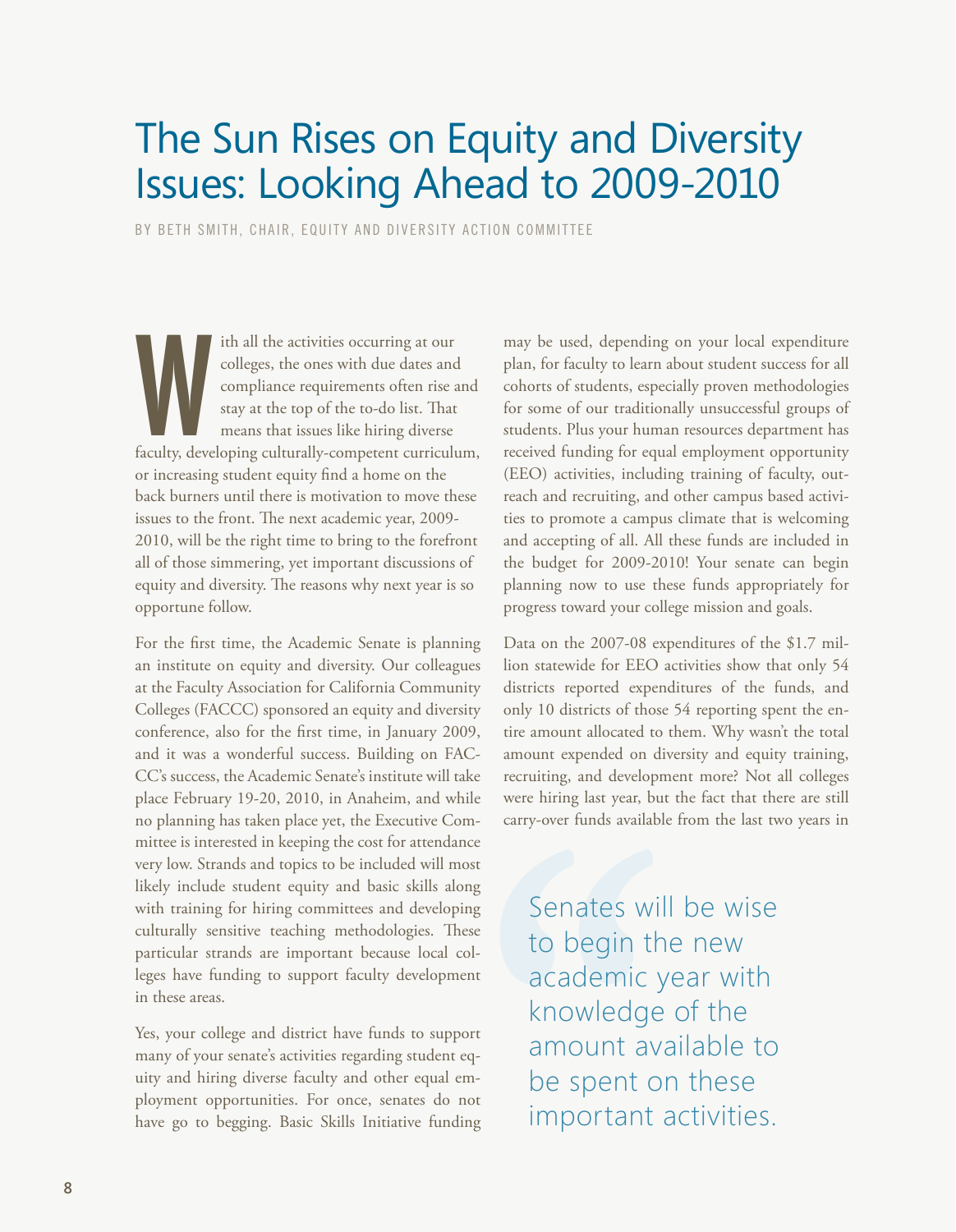# The Sun Rises on Equity and Diversity Issues: Looking Ahead to 2009-2010

BY BETH SMITH, CHAIR, EQUITY AND DIVERSITY ACTION COMMITTEE

With all the activities occurring at our colleges, the ones with due dates and compliance requirements often rise and stay at the top of the to-do list. That means that issues like hiring diverse faculty, developing culturally-competent curriculum, or increasing student equity find a home on the back burners until there is motivation to move these issues to the front. The next academic year, 2009-2010, will be the right time to bring to the forefront all of those simmering, yet important discussions of equity and diversity. The reasons why next year is so opportune follow.

For the first time, the Academic Senate is planning an institute on equity and diversity. Our colleagues at the Faculty Association for California Community Colleges (FACCC) sponsored an equity and diversity conference, also for the first time, in January 2009, and it was a wonderful success. Building on FACCC's success, the Academic Senate's institute will take place February 19-20, 2010, in Anaheim, and while no planning has taken place yet, the Executive Committee is interested in keeping the cost for attendance very low. Strands and topics to be included will most likely include student equity and basic skills along with training for hiring committees and developing culturally sensitive teaching methodologies. These particular strands are important because local colleges have funding to support faculty development in these areas.

Yes, your college and district have funds to support many of your senate's activities regarding student equity and hiring diverse faculty and other equal employment opportunities. For once, senates do not have go to begging. Basic Skills Initiative funding may be used, depending on your local expenditure plan, for faculty to learn about student success for all cohorts of students, especially proven methodologies for some of our traditionally unsuccessful groups of students. Plus your human resources department has received funding for equal employment opportunity (EEO) activities, including training of faculty, outreach and recruiting, and other campus based activities to promote a campus climate that is welcoming and accepting of all. All these funds are included in the budget for 2009-2010! Your senate can begin planning now to use these funds appropriately for progress toward your college mission and goals.

Data on the 2007-08 expenditures of the $1.7 million statewide for EEO activities show that only 54 districts reported expenditures of the funds, and only 10 districts of those 54 reporting spent the entire amount allocated to them. Why wasn't the total amount expended on diversity and equity training, recruiting, and development more? Not all colleges were hiring last year, but the fact that there are still carry-over funds available from the last two years in

> Senates will be wise to begin the new academic year with knowledge of the amount available to be spent on these important activities.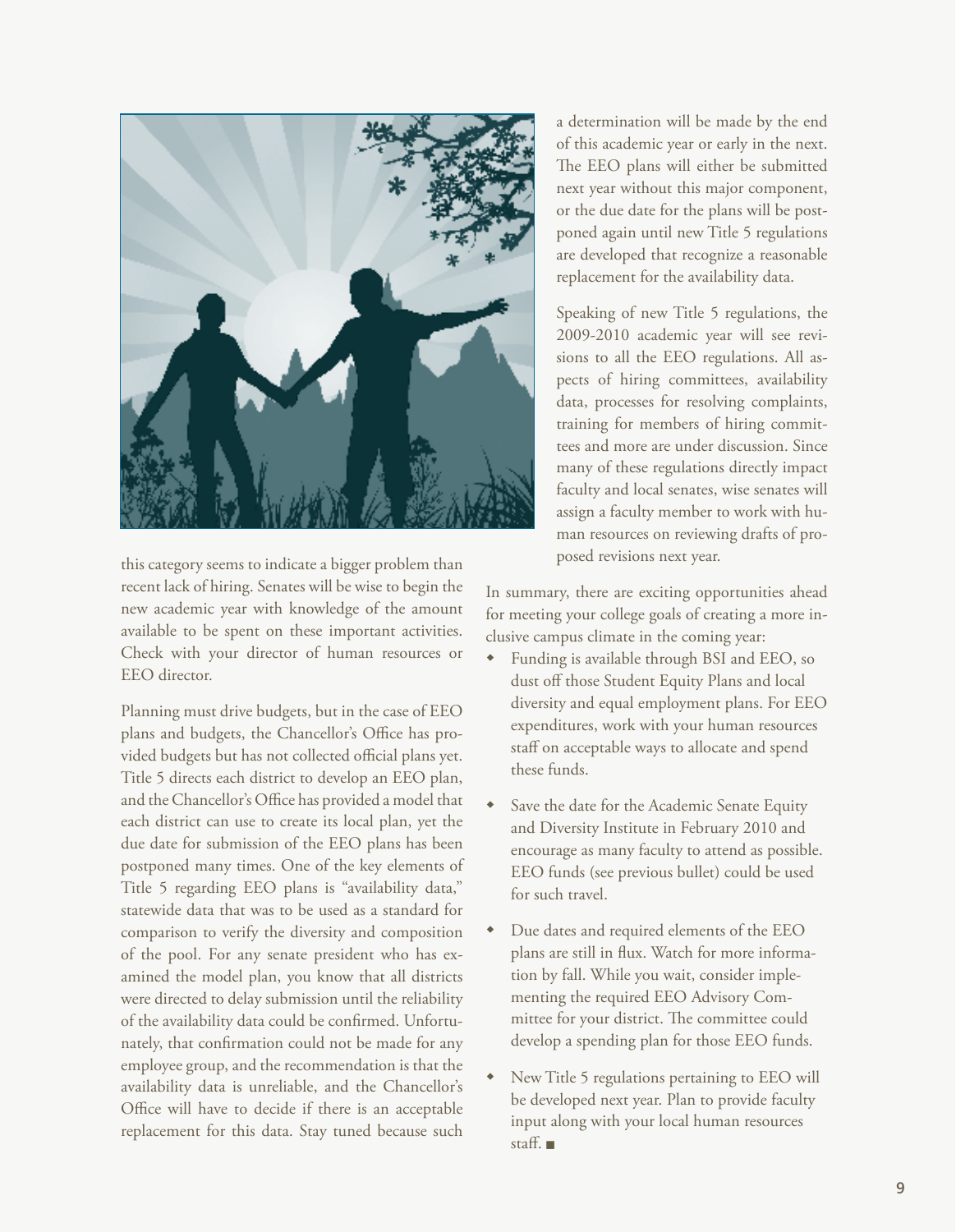this category seems to indicate a bigger problem than recent lack of hiring. Senates will be wise to begin the new academic year with knowledge of the amount available to be spent on these important activities. Check with your director of human resources or EEO director.

Planning must drive budgets, but in the case of EEO plans and budgets, the Chancellor's Office has provided budgets but has not collected official plans yet. Title 5 directs each district to develop an EEO plan, and the Chancellor's Office has provided a model that each district can use to create its local plan, yet the due date for submission of the EEO plans has been postponed many times. One of the key elements of Title 5 regarding EEO plans is "availability data," statewide data that was to be used as a standard for comparison to verify the diversity and composition of the pool. For any senate president who has examined the model plan, you know that all districts were directed to delay submission until the reliability of the availability data could be confirmed. Unfortunately, that confirmation could not be made for any employee group, and the recommendation is that the availability data is unreliable, and the Chancellor's Office will have to decide if there is an acceptable replacement for this data. Stay tuned because such a determination will be made by the end of this academic year or early in the next. The EEO plans will either be submitted next year without this major component, or the due date for the plans will be postponed again until new Title 5 regulations are developed that recognize a reasonable replacement for the availability data.

Speaking of new Title 5 regulations, the 2009-2010 academic year will see revisions to all the EEO regulations. All aspects of hiring committees, availability data, processes for resolving complaints, training for members of hiring committees and more are under discussion. Since many of these regulations directly impact faculty and local senates, wise senates will assign a faculty member to work with human resources on reviewing drafts of proposed revisions next year.

In summary, there are exciting opportunities ahead for meeting your college goals of creating a more inclusive campus climate in the coming year:

- Funding is available through BSI and EEO, so dust off those Student Equity Plans and local diversity and equal employment plans. For EEO expenditures, work with your human resources staff on acceptable ways to allocate and spend these funds.
- Save the date for the Academic Senate Equity and Diversity Institute in February 2010 and encourage as many faculty to attend as possible. EEO funds (see previous bullet) could be used for such travel.
- Due dates and required elements of the EEO plans are still in flux. Watch for more information by fall. While you wait, consider implementing the required EEO Advisory Committee for your district. The committee could develop a spending plan for those EEO funds.
- New Title 5 regulations pertaining to EEO will be developed next year. Plan to provide faculty input along with your local human resources staff. ■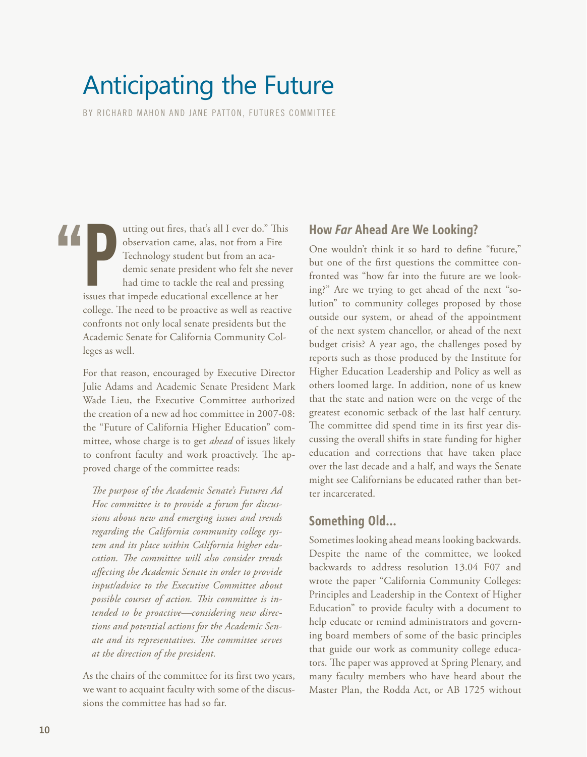# Anticipating the Future

BY RICHARD MAHON AND JANE PATTON, FUTURES COMMITTEE

"Putting out fires, that's all I ever do." This observation came, alas, not from a Fire Technology student but from an academic senate president who felt she never had time to tackle the real and pressing issues that impede educational excellence at her college. The need to be proactive as well as reactive confronts not only local senate presidents but the Academic Senate for California Community Colleges as well.

For that reason, encouraged by Executive Director Julie Adams and Academic Senate President Mark Wade Lieu, the Executive Committee authorized the creation of a new ad hoc committee in 2007-08: the "Future of California Higher Education" committee, whose charge is to get *ahead* of issues likely to confront faculty and work proactively. The approved charge of the committee reads:

> *The purpose of the Academic Senate's Futures Ad Hoc committee is to provide a forum for discussions about new and emerging issues and trends regarding the California community college system and its place within California higher education. The committee will also consider trends affecting the Academic Senate in order to provide input/advice to the Executive Committee about possible courses of action. This committee is intended to be proactive—considering new directions and potential actions for the Academic Senate and its representatives. The committee serves at the direction of the president.*

As the chairs of the committee for its first two years, we want to acquaint faculty with some of the discussions the committee has had so far.

## How *Far* Ahead Are We Looking?

One wouldn't think it so hard to define "future," but one of the first questions the committee confronted was "how far into the future are we looking?" Are we trying to get ahead of the next "solution" to community colleges proposed by those outside our system, or ahead of the appointment of the next system chancellor, or ahead of the next budget crisis? A year ago, the challenges posed by reports such as those produced by the Institute for Higher Education Leadership and Policy as well as others loomed large. In addition, none of us knew that the state and nation were on the verge of the greatest economic setback of the last half century. The committee did spend time in its first year discussing the overall shifts in state funding for higher education and corrections that have taken place over the last decade and a half, and ways the Senate might see Californians be educated rather than better incarcerated.

## Something Old...

Sometimes looking ahead means looking backwards. Despite the name of the committee, we looked backwards to address resolution 13.04 F07 and wrote the paper "California Community Colleges: Principles and Leadership in the Context of Higher Education" to provide faculty with a document to help educate or remind administrators and governing board members of some of the basic principles that guide our work as community college educators. The paper was approved at Spring Plenary, and many faculty members who have heard about the Master Plan, the Rodda Act, or AB 1725 without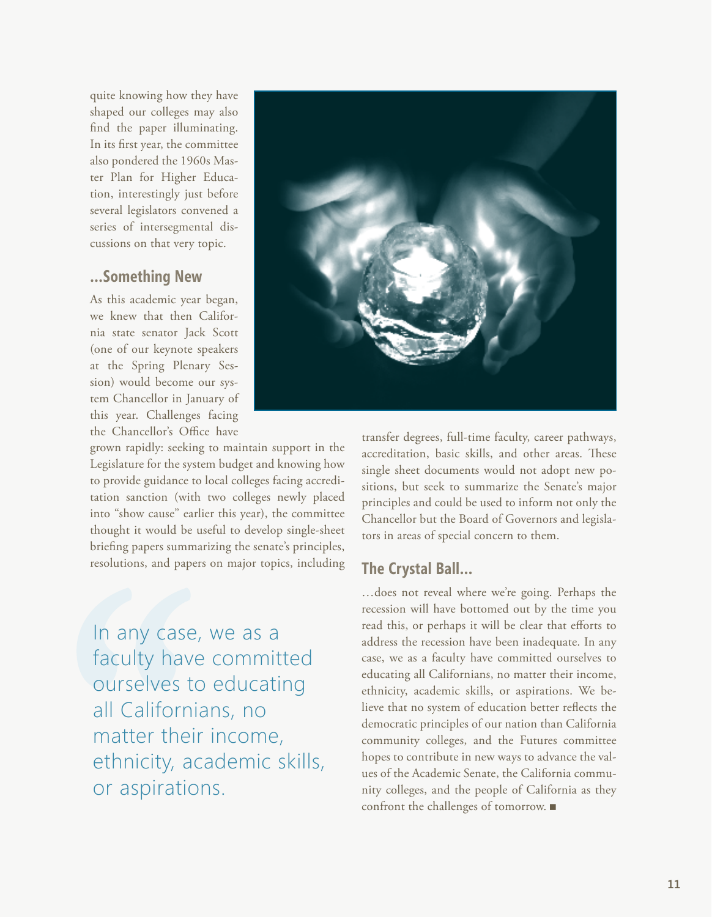quite knowing how they have shaped our colleges may also find the paper illuminating. In its first year, the committee also pondered the 1960s Master Plan for Higher Education, interestingly just before several legislators convened a series of intersegmental discussions on that very topic.

## ...Something New

As this academic year began, we knew that then California state senator Jack Scott (one of our keynote speakers at the Spring Plenary Session) would become our system Chancellor in January of this year. Challenges facing the Chancellor's Office have grown rapidly: seeking to maintain support in the Legislature for the system budget and knowing how to provide guidance to local colleges facing accreditation sanction (with two colleges newly placed into "show cause" earlier this year), the committee thought it would be useful to develop single-sheet briefing papers summarizing the senate's principles, resolutions, and papers on major topics, including transfer degrees, full-time faculty, career pathways, accreditation, basic skills, and other areas. These single sheet documents would not adopt new positions, but seek to summarize the Senate's major principles and could be used to inform not only the Chancellor but the Board of Governors and legislators in areas of special concern to them.

> In any case, we as a faculty have committed ourselves to educating all Californians, no matter their income, ethnicity, academic skills, or aspirations.

## The Crystal Ball...

...does not reveal where we're going. Perhaps the recession will have bottomed out by the time you read this, or perhaps it will be clear that efforts to address the recession have been inadequate. In any case, we as a faculty have committed ourselves to educating all Californians, no matter their income, ethnicity, academic skills, or aspirations. We believe that no system of education better reflects the democratic principles of our nation than California community colleges, and the Futures committee hopes to contribute in new ways to advance the values of the Academic Senate, the California community colleges, and the people of California as they confront the challenges of tomorrow. ■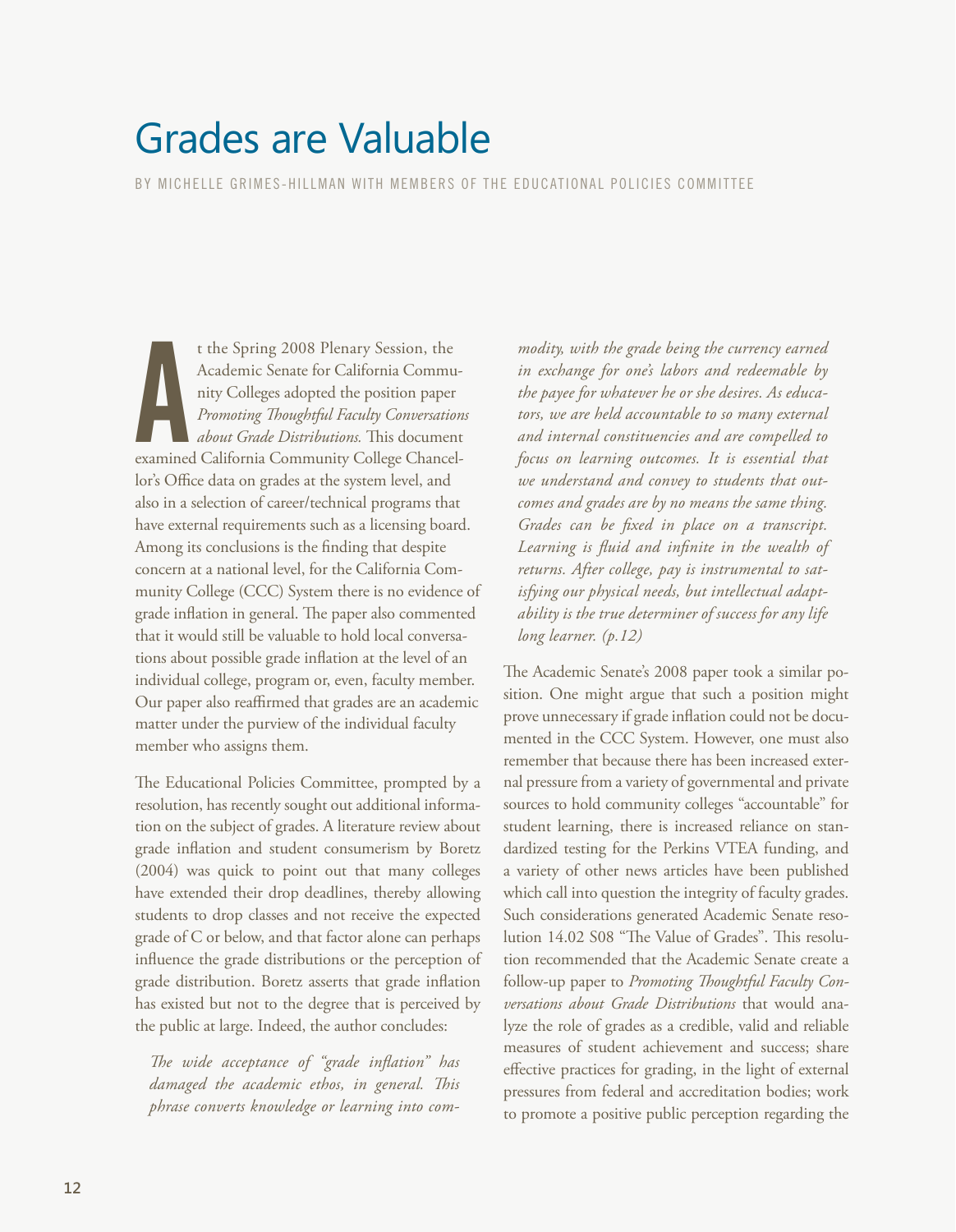# Grades are Valuable

BY MICHELLE GRIMES-HILLMAN WITH MEMBERS OF THE EDUCATIONAL POLICIES COMMITTEE

At the Spring 2008 Plenary Session, the Academic Senate for California Community Colleges adopted the position paper *Promoting Thoughtful Faculty Conversations about Grade Distributions.* This document examined California Community College Chancellor's Office data on grades at the system level, and also in a selection of career/technical programs that have external requirements such as a licensing board. Among its conclusions is the finding that despite concern at a national level, for the California Community College (CCC) System there is no evidence of grade inflation in general. The paper also commented that it would still be valuable to hold local conversations about possible grade inflation at the level of an individual college, program or, even, faculty member. Our paper also reaffirmed that grades are an academic matter under the purview of the individual faculty member who assigns them.

The Educational Policies Committee, prompted by a resolution, has recently sought out additional information on the subject of grades. A literature review about grade inflation and student consumerism by Boretz (2004) was quick to point out that many colleges have extended their drop deadlines, thereby allowing students to drop classes and not receive the expected grade of C or below, and that factor alone can perhaps influence the grade distributions or the perception of grade distribution. Boretz asserts that grade inflation has existed but not to the degree that is perceived by the public at large. Indeed, the author concludes:

> *The wide acceptance of "grade inflation" has damaged the academic ethos, in general. This phrase converts knowledge or learning into commodity, with the grade being the currency earned in exchange for one's labors and redeemable by the payee for whatever he or she desires. As educators, we are held accountable to so many external and internal constituencies and are compelled to focus on learning outcomes. It is essential that we understand and convey to students that outcomes and grades are by no means the same thing. Grades can be fixed in place on a transcript. Learning is fluid and infinite in the wealth of returns. After college, pay is instrumental to satisfying our physical needs, but intellectual adaptability is the true determiner of success for any life long learner. (p.12)*

The Academic Senate's 2008 paper took a similar position. One might argue that such a position might prove unnecessary if grade inflation could not be documented in the CCC System. However, one must also remember that because there has been increased external pressure from a variety of governmental and private sources to hold community colleges "accountable" for student learning, there is increased reliance on standardized testing for the Perkins VTEA funding, and a variety of other news articles have been published which call into question the integrity of faculty grades. Such considerations generated Academic Senate resolution 14.02 S08 "The Value of Grades". This resolution recommended that the Academic Senate create a follow-up paper to *Promoting Thoughtful Faculty Conversations about Grade Distributions* that would analyze the role of grades as a credible, valid and reliable measures of student achievement and success; share effective practices for grading, in the light of external pressures from federal and accreditation bodies; work to promote a positive public perception regarding the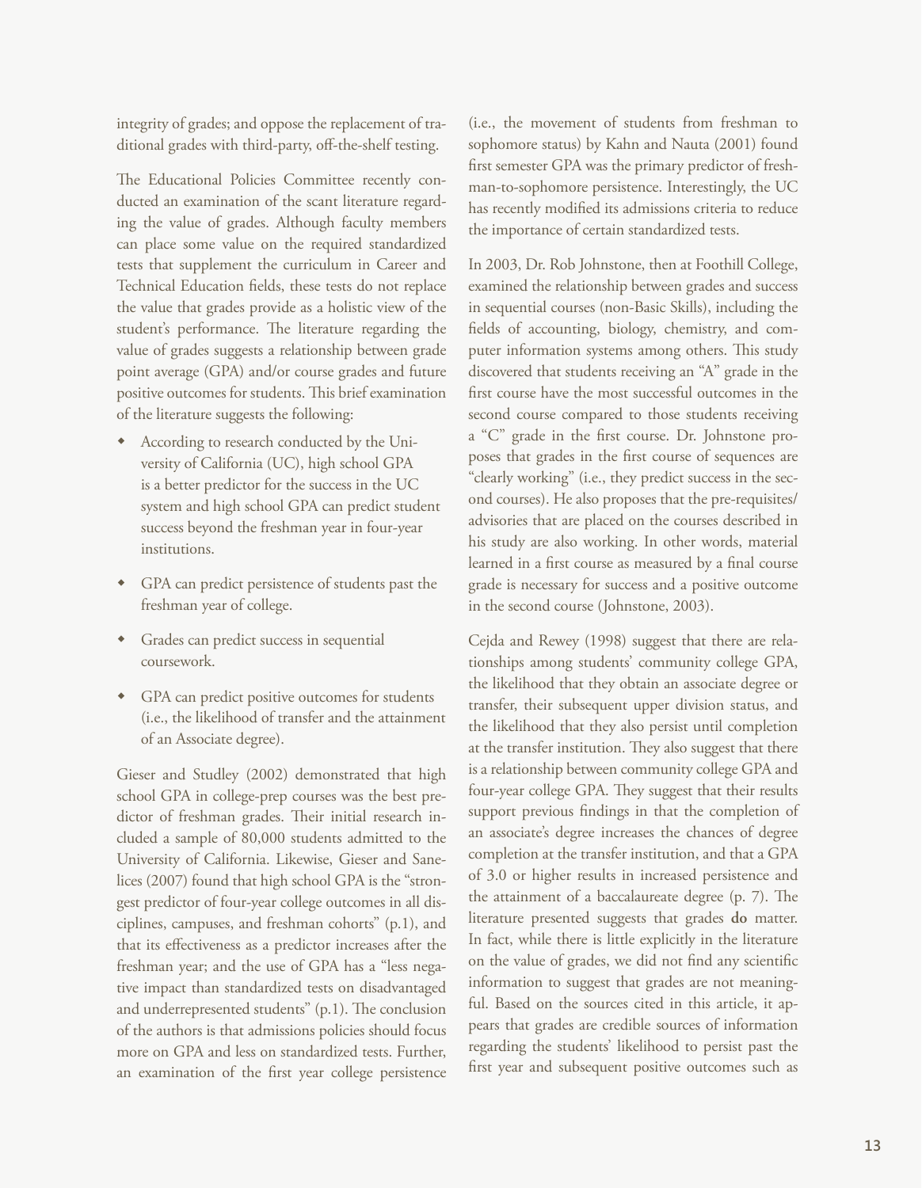integrity of grades; and oppose the replacement of traditional grades with third-party, off-the-shelf testing.

The Educational Policies Committee recently conducted an examination of the scant literature regarding the value of grades. Although faculty members can place some value on the required standardized tests that supplement the curriculum in Career and Technical Education fields, these tests do not replace the value that grades provide as a holistic view of the student's performance. The literature regarding the value of grades suggests a relationship between grade point average (GPA) and/or course grades and future positive outcomes for students. This brief examination of the literature suggests the following:

- According to research conducted by the University of California (UC), high school GPA is a better predictor for the success in the UC system and high school GPA can predict student success beyond the freshman year in four-year institutions.
- GPA can predict persistence of students past the freshman year of college.
- Grades can predict success in sequential coursework.
- GPA can predict positive outcomes for students (i.e., the likelihood of transfer and the attainment of an Associate degree).

Gieser and Studley (2002) demonstrated that high school GPA in college-prep courses was the best predictor of freshman grades. Their initial research included a sample of 80,000 students admitted to the University of California. Likewise, Gieser and Sanelices (2007) found that high school GPA is the "strongest predictor of four-year college outcomes in all disciplines, campuses, and freshman cohorts" (p.1), and that its effectiveness as a predictor increases after the freshman year; and the use of GPA has a "less negative impact than standardized tests on disadvantaged and underrepresented students" (p.1). The conclusion of the authors is that admissions policies should focus more on GPA and less on standardized tests. Further, an examination of the first year college persistence (i.e., the movement of students from freshman to sophomore status) by Kahn and Nauta (2001) found first semester GPA was the primary predictor of freshman-to-sophomore persistence. Interestingly, the UC has recently modified its admissions criteria to reduce the importance of certain standardized tests.

In 2003, Dr. Rob Johnstone, then at Foothill College, examined the relationship between grades and success in sequential courses (non-Basic Skills), including the fields of accounting, biology, chemistry, and computer information systems among others. This study discovered that students receiving an "A" grade in the first course have the most successful outcomes in the second course compared to those students receiving a "C" grade in the first course. Dr. Johnstone proposes that grades in the first course of sequences are "clearly working" (i.e., they predict success in the second courses). He also proposes that the pre-requisites/advisories that are placed on the courses described in his study are also working. In other words, material learned in a first course as measured by a final course grade is necessary for success and a positive outcome in the second course (Johnstone, 2003).

Cejda and Rewey (1998) suggest that there are relationships among students' community college GPA, the likelihood that they obtain an associate degree or transfer, their subsequent upper division status, and the likelihood that they also persist until completion at the transfer institution. They also suggest that there is a relationship between community college GPA and four-year college GPA. They suggest that their results support previous findings in that the completion of an associate's degree increases the chances of degree completion at the transfer institution, and that a GPA of 3.0 or higher results in increased persistence and the attainment of a baccalaureate degree (p. 7). The literature presented suggests that grades **do** matter. In fact, while there is little explicitly in the literature on the value of grades, we did not find any scientific information to suggest that grades are not meaningful. Based on the sources cited in this article, it appears that grades are credible sources of information regarding the students' likelihood to persist past the first year and subsequent positive outcomes such as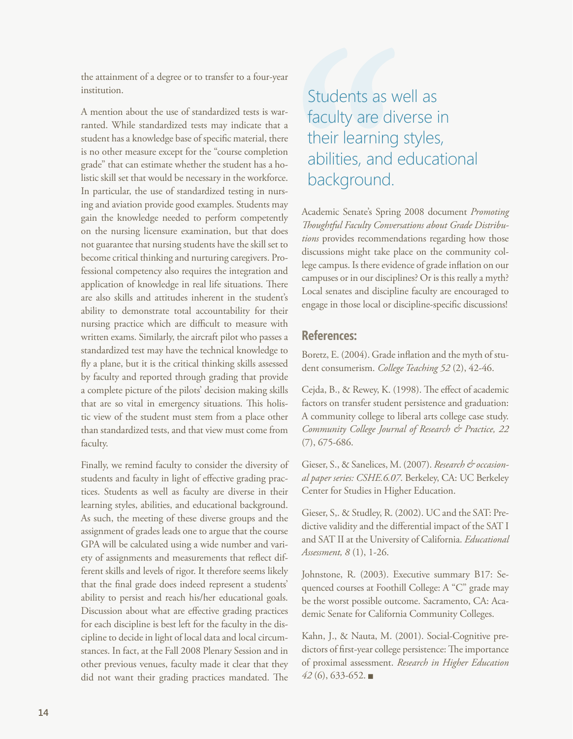the attainment of a degree or to transfer to a four-year institution.

A mention about the use of standardized tests is warranted. While standardized tests may indicate that a student has a knowledge base of specific material, there is no other measure except for the "course completion grade" that can estimate whether the student has a holistic skill set that would be necessary in the workforce. In particular, the use of standardized testing in nursing and aviation provide good examples. Students may gain the knowledge needed to perform competently on the nursing licensure examination, but that does not guarantee that nursing students have the skill set to become critical thinking and nurturing caregivers. Professional competency also requires the integration and application of knowledge in real life situations. There are also skills and attitudes inherent in the student's ability to demonstrate total accountability for their nursing practice which are difficult to measure with written exams. Similarly, the aircraft pilot who passes a standardized test may have the technical knowledge to fly a plane, but it is the critical thinking skills assessed by faculty and reported through grading that provide a complete picture of the pilots' decision making skills that are so vital in emergency situations. This holistic view of the student must stem from a place other than standardized tests, and that view must come from faculty.

Finally, we remind faculty to consider the diversity of students and faculty in light of effective grading practices. Students as well as faculty are diverse in their learning styles, abilities, and educational background. As such, the meeting of these diverse groups and the assignment of grades leads one to argue that the course GPA will be calculated using a wide number and variety of assignments and measurements that reflect different skills and levels of rigor. It therefore seems likely that the final grade does indeed represent a students' ability to persist and reach his/her educational goals. Discussion about what are effective grading practices for each discipline is best left for the faculty in the discipline to decide in light of local data and local circumstances. In fact, at the Fall 2008 Plenary Session and in other previous venues, faculty made it clear that they did not want their grading practices mandated. The Academic Senate's Spring 2008 document *Promoting Thoughtful Faculty Conversations about Grade Distributions* provides recommendations regarding how those discussions might take place on the community college campus. Is there evidence of grade inflation on our campuses or in our disciplines? Or is this really a myth? Local senates and discipline faculty are encouraged to engage in those local or discipline-specific discussions!

> Students as well as faculty are diverse in their learning styles, abilities, and educational background.

## References:

Boretz, E. (2004). Grade inflation and the myth of student consumerism. *College Teaching 52* (2), 42-46.

Cejda, B., & Rewey, K. (1998). The effect of academic factors on transfer student persistence and graduation: A community college to liberal arts college case study. *Community College Journal of Research & Practice, 22* (7), 675-686.

Gieser, S., & Sanelices, M. (2007). *Research & occasional paper series: CSHE.6.07*. Berkeley, CA: UC Berkeley Center for Studies in Higher Education.

Gieser, S,. & Studley, R. (2002). UC and the SAT: Predictive validity and the differential impact of the SAT I and SAT II at the University of California. *Educational Assessment, 8* (1), 1-26.

Johnstone, R. (2003). Executive summary B17: Sequenced courses at Foothill College: A "C" grade may be the worst possible outcome. Sacramento, CA: Academic Senate for California Community Colleges.

Kahn, J., & Nauta, M. (2001). Social-Cognitive predictors of first-year college persistence: The importance of proximal assessment. *Research in Higher Education 42* (6), 633-652. ■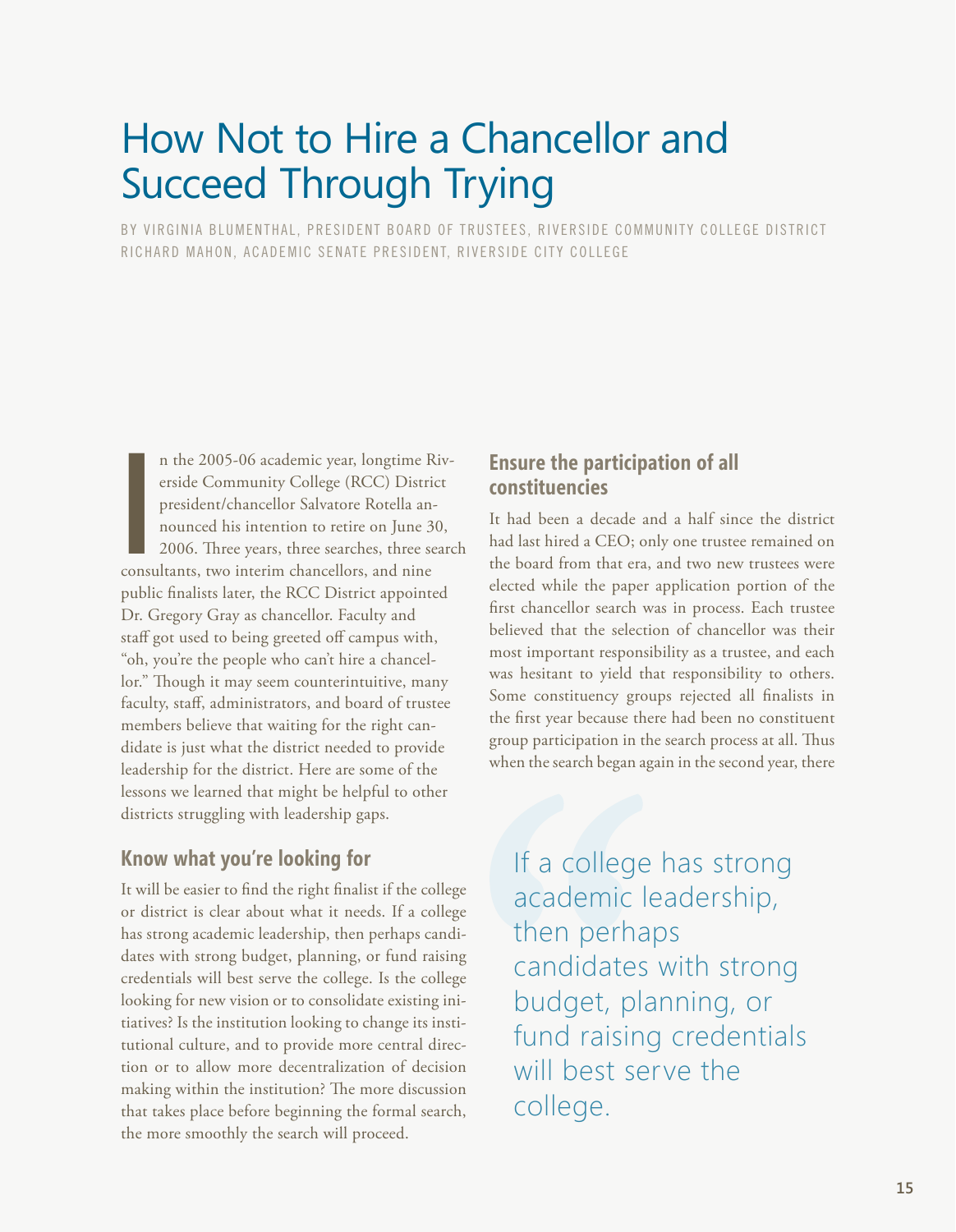# How Not to Hire a Chancellor and Succeed Through Trying

BY VIRGINIA BLUMENTHAL, PRESIDENT BOARD OF TRUSTEES, RIVERSIDE COMMUNITY COLLEGE DISTRICT
RICHARD MAHON, ACADEMIC SENATE PRESIDENT, RIVERSIDE CITY COLLEGE

In the 2005-06 academic year, longtime Riverside Community College (RCC) District president/chancellor Salvatore Rotella announced his intention to retire on June 30, 2006. Three years, three searches, three search consultants, two interim chancellors, and nine public finalists later, the RCC District appointed Dr. Gregory Gray as chancellor. Faculty and staff got used to being greeted off campus with, "oh, you're the people who can't hire a chancellor." Though it may seem counterintuitive, many faculty, staff, administrators, and board of trustee members believe that waiting for the right candidate is just what the district needed to provide leadership for the district. Here are some of the lessons we learned that might be helpful to other districts struggling with leadership gaps.

## Know what you're looking for

It will be easier to find the right finalist if the college or district is clear about what it needs. If a college has strong academic leadership, then perhaps candidates with strong budget, planning, or fund raising credentials will best serve the college. Is the college looking for new vision or to consolidate existing initiatives? Is the institution looking to change its institutional culture, and to provide more central direction or to allow more decentralization of decision making within the institution? The more discussion that takes place before beginning the formal search, the more smoothly the search will proceed.

## Ensure the participation of all constituencies

It had been a decade and a half since the district had last hired a CEO; only one trustee remained on the board from that era, and two new trustees were elected while the paper application portion of the first chancellor search was in process. Each trustee believed that the selection of chancellor was their most important responsibility as a trustee, and each was hesitant to yield that responsibility to others. Some constituency groups rejected all finalists in the first year because there had been no constituent group participation in the search process at all. Thus when the search began again in the second year, there

> If a college has strong academic leadership, then perhaps candidates with strong budget, planning, or fund raising credentials will best serve the college.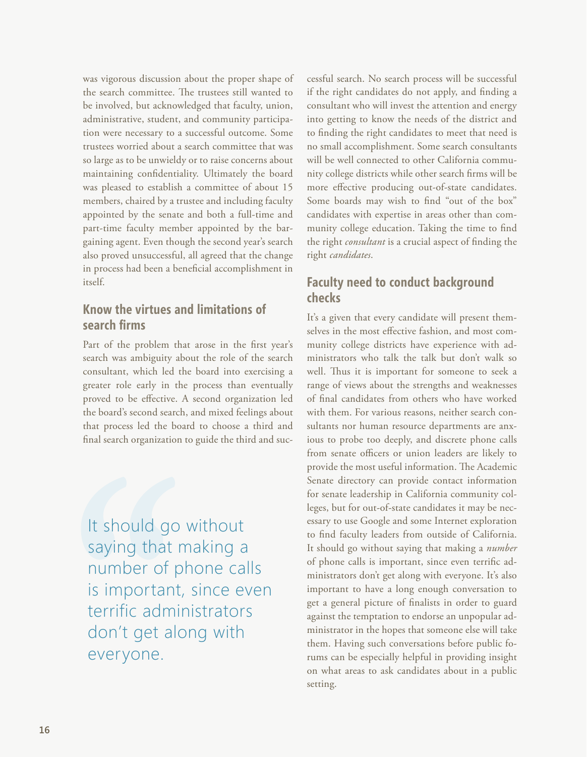was vigorous discussion about the proper shape of the search committee. The trustees still wanted to be involved, but acknowledged that faculty, union, administrative, student, and community participation were necessary to a successful outcome. Some trustees worried about a search committee that was so large as to be unwieldy or to raise concerns about maintaining confidentiality. Ultimately the board was pleased to establish a committee of about 15 members, chaired by a trustee and including faculty appointed by the senate and both a full-time and part-time faculty member appointed by the bargaining agent. Even though the second year's search also proved unsuccessful, all agreed that the change in process had been a beneficial accomplishment in itself.

## Know the virtues and limitations of search firms

Part of the problem that arose in the first year's search was ambiguity about the role of the search consultant, which led the board into exercising a greater role early in the process than eventually proved to be effective. A second organization led the board's second search, and mixed feelings about that process led the board to choose a third and final search organization to guide the third and successful search. No search process will be successful if the right candidates do not apply, and finding a consultant who will invest the attention and energy into getting to know the needs of the district and to finding the right candidates to meet that need is no small accomplishment. Some search consultants will be well connected to other California community college districts while other search firms will be more effective producing out-of-state candidates. Some boards may wish to find "out of the box" candidates with expertise in areas other than community college education. Taking the time to find the right *consultant* is a crucial aspect of finding the right *candidates*.

> It should go without saying that making a number of phone calls is important, since even terrific administrators don't get along with everyone.

## Faculty need to conduct background checks

It's a given that every candidate will present themselves in the most effective fashion, and most community college districts have experience with administrators who talk the talk but don't walk so well. Thus it is important for someone to seek a range of views about the strengths and weaknesses of final candidates from others who have worked with them. For various reasons, neither search consultants nor human resource departments are anxious to probe too deeply, and discrete phone calls from senate officers or union leaders are likely to provide the most useful information. The Academic Senate directory can provide contact information for senate leadership in California community colleges, but for out-of-state candidates it may be necessary to use Google and some Internet exploration to find faculty leaders from outside of California. It should go without saying that making a *number* of phone calls is important, since even terrific administrators don't get along with everyone. It's also important to have a long enough conversation to get a general picture of finalists in order to guard against the temptation to endorse an unpopular administrator in the hopes that someone else will take them. Having such conversations before public forums can be especially helpful in providing insight on what areas to ask candidates about in a public setting.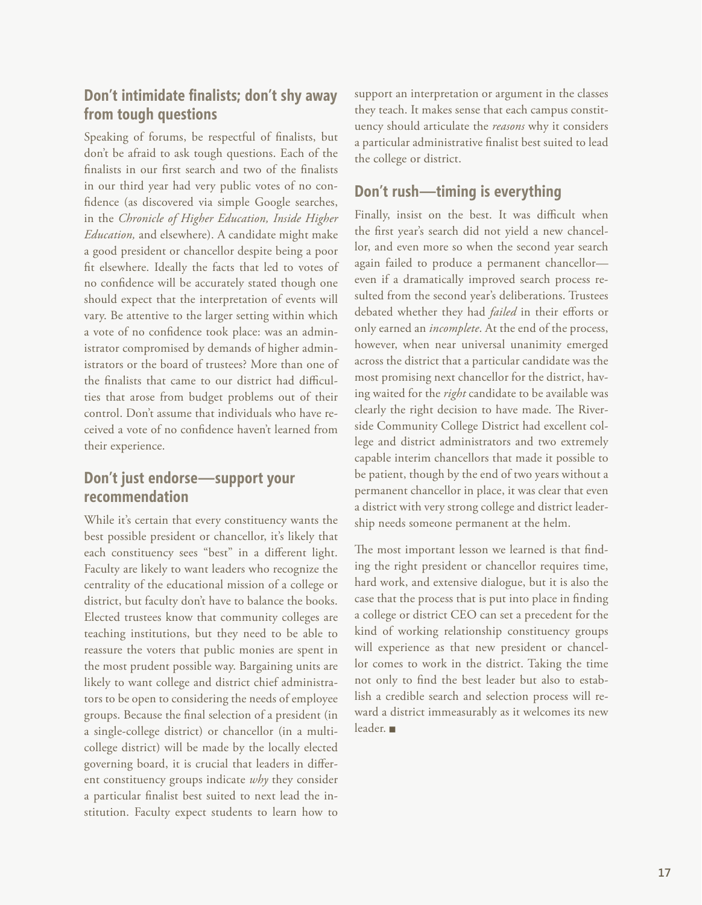## Don't intimidate finalists; don't shy away from tough questions

Speaking of forums, be respectful of finalists, but don't be afraid to ask tough questions. Each of the finalists in our first search and two of the finalists in our third year had very public votes of no confidence (as discovered via simple Google searches, in the *Chronicle of Higher Education, Inside Higher Education,* and elsewhere). A candidate might make a good president or chancellor despite being a poor fit elsewhere. Ideally the facts that led to votes of no confidence will be accurately stated though one should expect that the interpretation of events will vary. Be attentive to the larger setting within which a vote of no confidence took place: was an administrator compromised by demands of higher administrators or the board of trustees? More than one of the finalists that came to our district had difficulties that arose from budget problems out of their control. Don't assume that individuals who have received a vote of no confidence haven't learned from their experience.

## Don't just endorse—support your recommendation

While it's certain that every constituency wants the best possible president or chancellor, it's likely that each constituency sees "best" in a different light. Faculty are likely to want leaders who recognize the centrality of the educational mission of a college or district, but faculty don't have to balance the books. Elected trustees know that community colleges are teaching institutions, but they need to be able to reassure the voters that public monies are spent in the most prudent possible way. Bargaining units are likely to want college and district chief administrators to be open to considering the needs of employee groups. Because the final selection of a president (in a single-college district) or chancellor (in a multi-college district) will be made by the locally elected governing board, it is crucial that leaders in different constituency groups indicate *why* they consider a particular finalist best suited to next lead the institution. Faculty expect students to learn how to support an interpretation or argument in the classes they teach. It makes sense that each campus constituency should articulate the *reasons* why it considers a particular administrative finalist best suited to lead the college or district.

## Don't rush—timing is everything

Finally, insist on the best. It was difficult when the first year's search did not yield a new chancellor, and even more so when the second year search again failed to produce a permanent chancellor—even if a dramatically improved search process resulted from the second year's deliberations. Trustees debated whether they had *failed* in their efforts or only earned an *incomplete*. At the end of the process, however, when near universal unanimity emerged across the district that a particular candidate was the most promising next chancellor for the district, having waited for the *right* candidate to be available was clearly the right decision to have made. The Riverside Community College District had excellent college and district administrators and two extremely capable interim chancellors that made it possible to be patient, though by the end of two years without a permanent chancellor in place, it was clear that even a district with very strong college and district leadership needs someone permanent at the helm.

The most important lesson we learned is that finding the right president or chancellor requires time, hard work, and extensive dialogue, but it is also the case that the process that is put into place in finding a college or district CEO can set a precedent for the kind of working relationship constituency groups will experience as that new president or chancellor comes to work in the district. Taking the time not only to find the best leader but also to establish a credible search and selection process will reward a district immeasurably as it welcomes its new leader. ■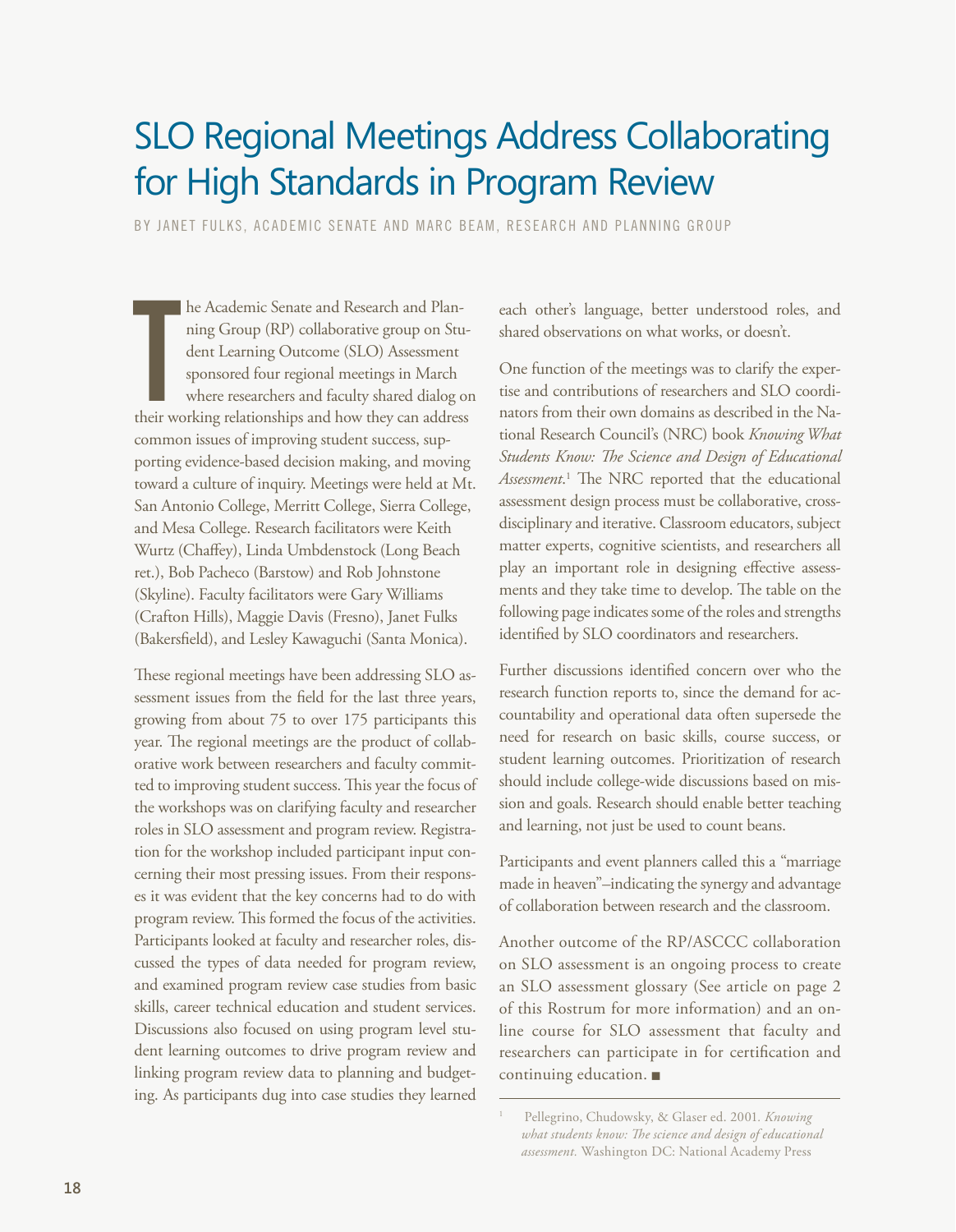# SLO Regional Meetings Address Collaborating for High Standards in Program Review

BY JANET FULKS, ACADEMIC SENATE AND MARC BEAM, RESEARCH AND PLANNING GROUP

The Academic Senate and Research and Planning Group (RP) collaborative group on Student Learning Outcome (SLO) Assessment sponsored four regional meetings in March where researchers and faculty shared dialog on their working relationships and how they can address common issues of improving student success, supporting evidence-based decision making, and moving toward a culture of inquiry. Meetings were held at Mt. San Antonio College, Merritt College, Sierra College, and Mesa College. Research facilitators were Keith Wurtz (Chaffey), Linda Umbdenstock (Long Beach ret.), Bob Pacheco (Barstow) and Rob Johnstone (Skyline). Faculty facilitators were Gary Williams (Crafton Hills), Maggie Davis (Fresno), Janet Fulks (Bakersfield), and Lesley Kawaguchi (Santa Monica).

These regional meetings have been addressing SLO assessment issues from the field for the last three years, growing from about 75 to over 175 participants this year. The regional meetings are the product of collaborative work between researchers and faculty committed to improving student success. This year the focus of the workshops was on clarifying faculty and researcher roles in SLO assessment and program review. Registration for the workshop included participant input concerning their most pressing issues. From their responses it was evident that the key concerns had to do with program review. This formed the focus of the activities. Participants looked at faculty and researcher roles, discussed the types of data needed for program review, and examined program review case studies from basic skills, career technical education and student services. Discussions also focused on using program level student learning outcomes to drive program review and linking program review data to planning and budgeting. As participants dug into case studies they learned each other's language, better understood roles, and shared observations on what works, or doesn't.

One function of the meetings was to clarify the expertise and contributions of researchers and SLO coordinators from their own domains as described in the National Research Council's (NRC) book *Knowing What Students Know: The Science and Design of Educational Assessment.*[1] The NRC reported that the educational assessment design process must be collaborative, cross-disciplinary and iterative. Classroom educators, subject matter experts, cognitive scientists, and researchers all play an important role in designing effective assessments and they take time to develop. The table on the following page indicates some of the roles and strengths identified by SLO coordinators and researchers.

Further discussions identified concern over who the research function reports to, since the demand for accountability and operational data often supersede the need for research on basic skills, course success, or student learning outcomes. Prioritization of research should include college-wide discussions based on mission and goals. Research should enable better teaching and learning, not just be used to count beans.

Participants and event planners called this a "marriage made in heaven"–indicating the synergy and advantage of collaboration between research and the classroom.

Another outcome of the RP/ASCCC collaboration on SLO assessment is an ongoing process to create an SLO assessment glossary (See article on page 2 of this Rostrum for more information) and an online course for SLO assessment that faculty and researchers can participate in for certification and continuing education. ■

---

[1] Pellegrino, Chudowsky, & Glaser ed. 2001. *Knowing what students know: The science and design of educational assessment.* Washington DC: National Academy Press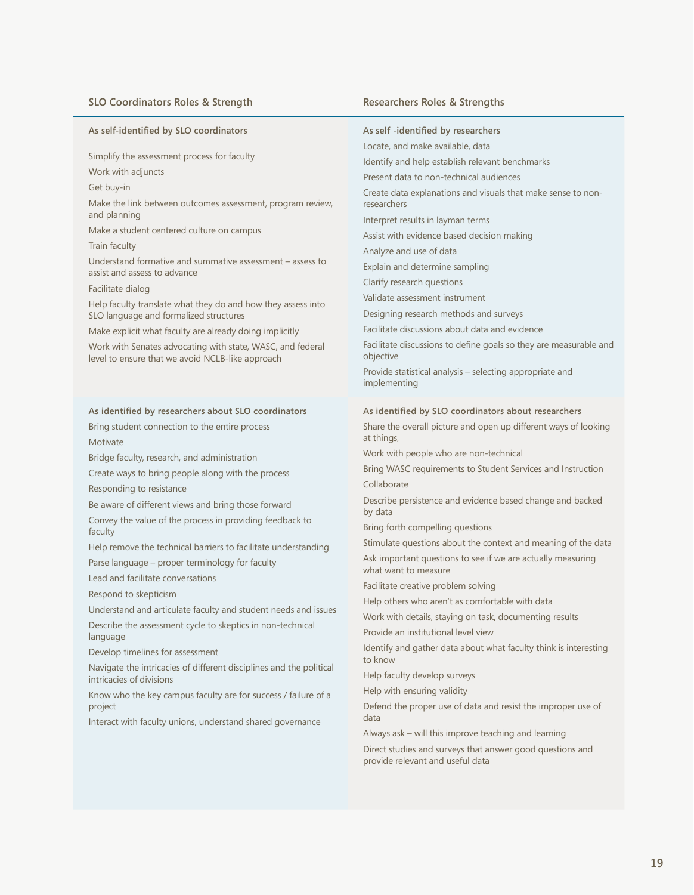| SLO Coordinators Roles & Strength | Researchers Roles & Strengths |
|---|---|
| **As self-identified by SLO coordinators** | **As self -identified by researchers** |
| Simplify the assessment process for faculty<br>Work with adjuncts<br>Get buy-in<br>Make the link between outcomes assessment, program review, and planning<br>Make a student centered culture on campus<br>Train faculty<br>Understand formative and summative assessment – assess to assist and assess to advance<br>Facilitate dialog<br>Help faculty translate what they do and how they assess into SLO language and formalized structures<br>Make explicit what faculty are already doing implicitly<br>Work with Senates advocating with state, WASC, and federal level to ensure that we avoid NCLB-like approach | Locate, and make available, data<br>Identify and help establish relevant benchmarks<br>Present data to non-technical audiences<br>Create data explanations and visuals that make sense to non-researchers<br>Interpret results in layman terms<br>Assist with evidence based decision making<br>Analyze and use of data<br>Explain and determine sampling<br>Clarify research questions<br>Validate assessment instrument<br>Designing research methods and surveys<br>Facilitate discussions about data and evidence<br>Facilitate discussions to define goals so they are measurable and objective<br>Provide statistical analysis – selecting appropriate and implementing |
| **As identified by researchers about SLO coordinators** | **As identified by SLO coordinators about researchers** |
| Bring student connection to the entire process<br>Motivate<br>Bridge faculty, research, and administration<br>Create ways to bring people along with the process<br>Responding to resistance<br>Be aware of different views and bring those forward<br>Convey the value of the process in providing feedback to faculty<br>Help remove the technical barriers to facilitate understanding<br>Parse language – proper terminology for faculty<br>Lead and facilitate conversations<br>Respond to skepticism<br>Understand and articulate faculty and student needs and issues<br>Describe the assessment cycle to skeptics in non-technical language<br>Develop timelines for assessment<br>Navigate the intricacies of different disciplines and the political intricacies of divisions<br>Know who the key campus faculty are for success / failure of a project<br>Interact with faculty unions, understand shared governance | Share the overall picture and open up different ways of looking at things,<br>Work with people who are non-technical<br>Bring WASC requirements to Student Services and Instruction<br>Collaborate<br>Describe persistence and evidence based change and backed by data<br>Bring forth compelling questions<br>Stimulate questions about the context and meaning of the data<br>Ask important questions to see if we are actually measuring what want to measure<br>Facilitate creative problem solving<br>Help others who aren't as comfortable with data<br>Work with details, staying on task, documenting results<br>Provide an institutional level view<br>Identify and gather data about what faculty think is interesting to know<br>Help faculty develop surveys<br>Help with ensuring validity<br>Defend the proper use of data and resist the improper use of data<br>Always ask – will this improve teaching and learning<br>Direct studies and surveys that answer good questions and provide relevant and useful data |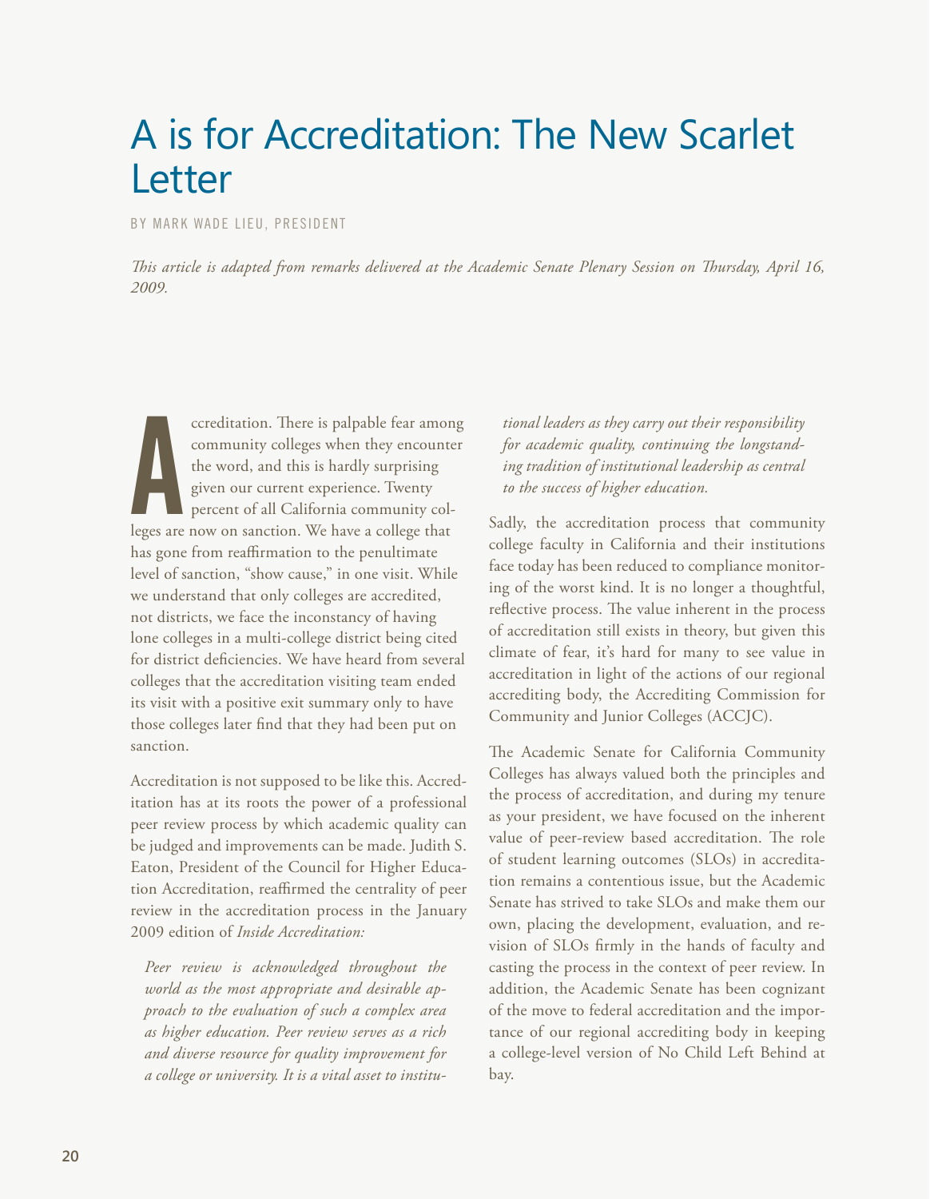# A is for Accreditation: The New Scarlet Letter

BY MARK WADE LIEU, PRESIDENT

*This article is adapted from remarks delivered at the Academic Senate Plenary Session on Thursday, April 16, 2009.*

Accreditation. There is palpable fear among community colleges when they encounter the word, and this is hardly surprising given our current experience. Twenty percent of all California community colleges are now on sanction. We have a college that has gone from reaffirmation to the penultimate level of sanction, "show cause," in one visit. While we understand that only colleges are accredited, not districts, we face the inconstancy of having lone colleges in a multi-college district being cited for district deficiencies. We have heard from several colleges that the accreditation visiting team ended its visit with a positive exit summary only to have those colleges later find that they had been put on sanction.

Accreditation is not supposed to be like this. Accreditation has at its roots the power of a professional peer review process by which academic quality can be judged and improvements can be made. Judith S. Eaton, President of the Council for Higher Education Accreditation, reaffirmed the centrality of peer review in the accreditation process in the January 2009 edition of *Inside Accreditation:*

> *Peer review is acknowledged throughout the world as the most appropriate and desirable approach to the evaluation of such a complex area as higher education. Peer review serves as a rich and diverse resource for quality improvement for a college or university. It is a vital asset to institutional leaders as they carry out their responsibility for academic quality, continuing the longstanding tradition of institutional leadership as central to the success of higher education.*

Sadly, the accreditation process that community college faculty in California and their institutions face today has been reduced to compliance monitoring of the worst kind. It is no longer a thoughtful, reflective process. The value inherent in the process of accreditation still exists in theory, but given this climate of fear, it's hard for many to see value in accreditation in light of the actions of our regional accrediting body, the Accrediting Commission for Community and Junior Colleges (ACCJC).

The Academic Senate for California Community Colleges has always valued both the principles and the process of accreditation, and during my tenure as your president, we have focused on the inherent value of peer-review based accreditation. The role of student learning outcomes (SLOs) in accreditation remains a contentious issue, but the Academic Senate has strived to take SLOs and make them our own, placing the development, evaluation, and revision of SLOs firmly in the hands of faculty and casting the process in the context of peer review. In addition, the Academic Senate has been cognizant of the move to federal accreditation and the importance of our regional accrediting body in keeping a college-level version of No Child Left Behind at bay.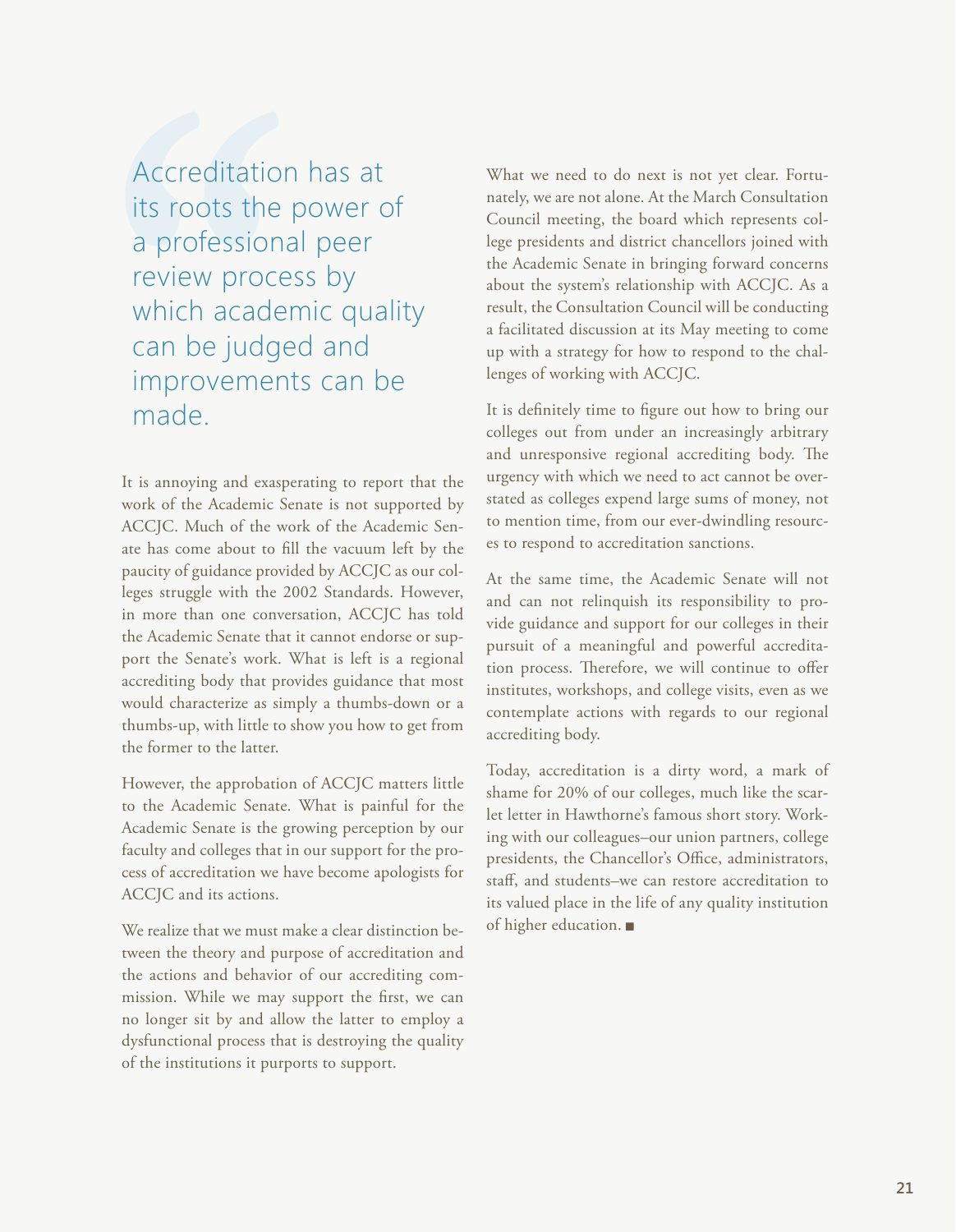> Accreditation has at its roots the power of a professional peer review process by which academic quality can be judged and improvements can be made.

It is annoying and exasperating to report that the work of the Academic Senate is not supported by ACCJC. Much of the work of the Academic Senate has come about to fill the vacuum left by the paucity of guidance provided by ACCJC as our colleges struggle with the 2002 Standards. However, in more than one conversation, ACCJC has told the Academic Senate that it cannot endorse or support the Senate's work. What is left is a regional accrediting body that provides guidance that most would characterize as simply a thumbs-down or a thumbs-up, with little to show you how to get from the former to the latter.

However, the approbation of ACCJC matters little to the Academic Senate. What is painful for the Academic Senate is the growing perception by our faculty and colleges that in our support for the process of accreditation we have become apologists for ACCJC and its actions.

We realize that we must make a clear distinction between the theory and purpose of accreditation and the actions and behavior of our accrediting commission. While we may support the first, we can no longer sit by and allow the latter to employ a dysfunctional process that is destroying the quality of the institutions it purports to support.

What we need to do next is not yet clear. Fortunately, we are not alone. At the March Consultation Council meeting, the board which represents college presidents and district chancellors joined with the Academic Senate in bringing forward concerns about the system's relationship with ACCJC. As a result, the Consultation Council will be conducting a facilitated discussion at its May meeting to come up with a strategy for how to respond to the challenges of working with ACCJC.

It is definitely time to figure out how to bring our colleges out from under an increasingly arbitrary and unresponsive regional accrediting body. The urgency with which we need to act cannot be overstated as colleges expend large sums of money, not to mention time, from our ever-dwindling resources to respond to accreditation sanctions.

At the same time, the Academic Senate will not and can not relinquish its responsibility to provide guidance and support for our colleges in their pursuit of a meaningful and powerful accreditation process. Therefore, we will continue to offer institutes, workshops, and college visits, even as we contemplate actions with regards to our regional accrediting body.

Today, accreditation is a dirty word, a mark of shame for 20% of our colleges, much like the scarlet letter in Hawthorne's famous short story. Working with our colleagues–our union partners, college presidents, the Chancellor's Office, administrators, staff, and students–we can restore accreditation to its valued place in the life of any quality institution of higher education. ■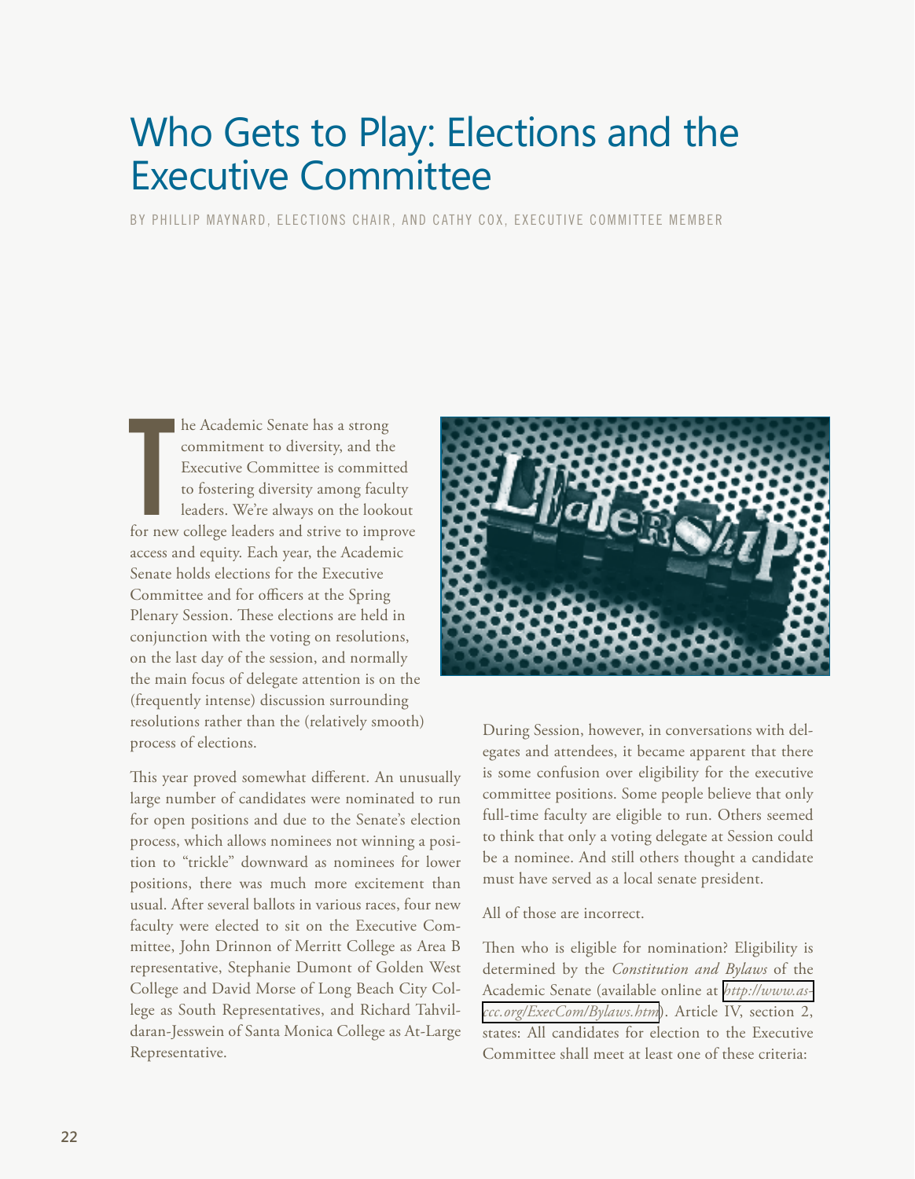# Who Gets to Play: Elections and the Executive Committee

BY PHILLIP MAYNARD, ELECTIONS CHAIR, AND CATHY COX, EXECUTIVE COMMITTEE MEMBER

The Academic Senate has a strong commitment to diversity, and the Executive Committee is committed to fostering diversity among faculty leaders. We're always on the lookout for new college leaders and strive to improve access and equity. Each year, the Academic Senate holds elections for the Executive Committee and for officers at the Spring Plenary Session. These elections are held in conjunction with the voting on resolutions, on the last day of the session, and normally the main focus of delegate attention is on the (frequently intense) discussion surrounding resolutions rather than the (relatively smooth) process of elections.

This year proved somewhat different. An unusually large number of candidates were nominated to run for open positions and due to the Senate's election process, which allows nominees not winning a position to "trickle" downward as nominees for lower positions, there was much more excitement than usual. After several ballots in various races, four new faculty were elected to sit on the Executive Committee, John Drinnon of Merritt College as Area B representative, Stephanie Dumont of Golden West College and David Morse of Long Beach City College as South Representatives, and Richard Tahvildaran-Jesswein of Santa Monica College as At-Large Representative.

During Session, however, in conversations with delegates and attendees, it became apparent that there is some confusion over eligibility for the executive committee positions. Some people believe that only full-time faculty are eligible to run. Others seemed to think that only a voting delegate at Session could be a nominee. And still others thought a candidate must have served as a local senate president.

All of those are incorrect.

Then who is eligible for nomination? Eligibility is determined by the *Constitution and Bylaws* of the Academic Senate (available online at http://www.asccc.org/ExecCom/Bylaws.htm). Article IV, section 2, states: All candidates for election to the Executive Committee shall meet at least one of these criteria: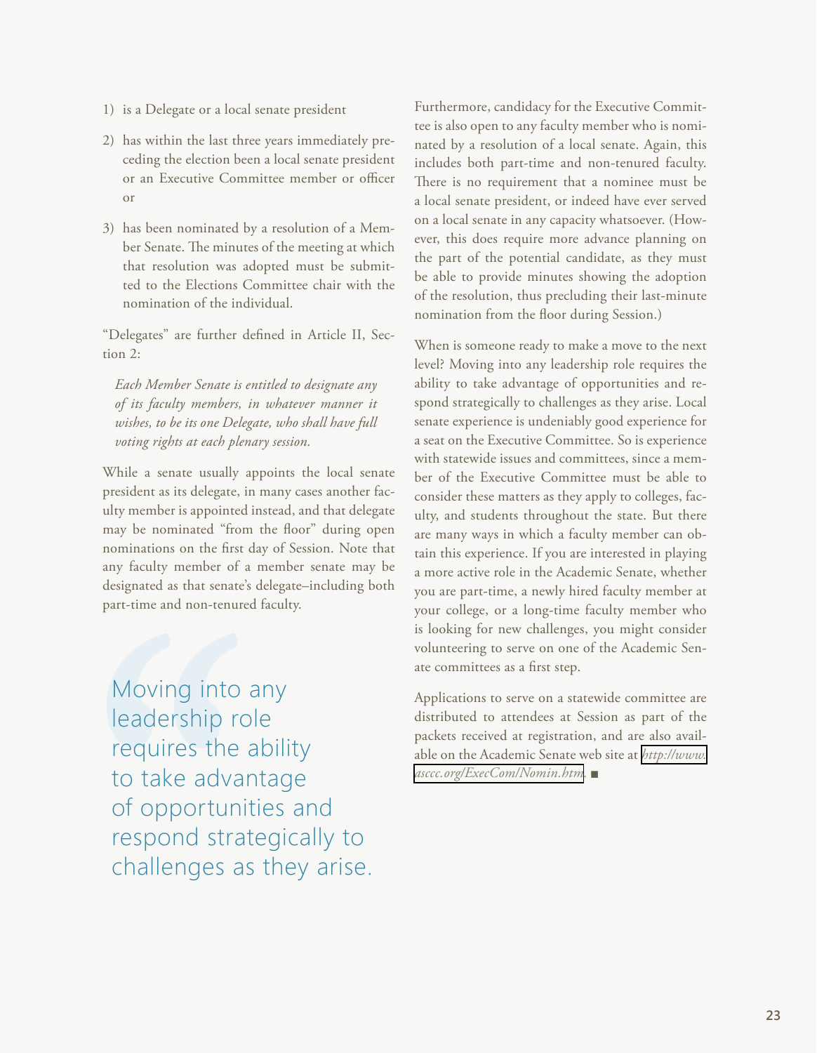1) is a Delegate or a local senate president
2) has within the last three years immediately preceding the election been a local senate president or an Executive Committee member or officer or
3) has been nominated by a resolution of a Member Senate. The minutes of the meeting at which that resolution was adopted must be submitted to the Elections Committee chair with the nomination of the individual.

"Delegates" are further defined in Article II, Section 2:

> *Each Member Senate is entitled to designate any of its faculty members, in whatever manner it wishes, to be its one Delegate, who shall have full voting rights at each plenary session.*

While a senate usually appoints the local senate president as its delegate, in many cases another faculty member is appointed instead, and that delegate may be nominated "from the floor" during open nominations on the first day of Session. Note that any faculty member of a member senate may be designated as that senate's delegate–including both part-time and non-tenured faculty.

> Moving into any leadership role requires the ability to take advantage of opportunities and respond strategically to challenges as they arise.

Furthermore, candidacy for the Executive Committee is also open to any faculty member who is nominated by a resolution of a local senate. Again, this includes both part-time and non-tenured faculty. There is no requirement that a nominee must be a local senate president, or indeed have ever served on a local senate in any capacity whatsoever. (However, this does require more advance planning on the part of the potential candidate, as they must be able to provide minutes showing the adoption of the resolution, thus precluding their last-minute nomination from the floor during Session.)

When is someone ready to make a move to the next level? Moving into any leadership role requires the ability to take advantage of opportunities and respond strategically to challenges as they arise. Local senate experience is undeniably good experience for a seat on the Executive Committee. So is experience with statewide issues and committees, since a member of the Executive Committee must be able to consider these matters as they apply to colleges, faculty, and students throughout the state. But there are many ways in which a faculty member can obtain this experience. If you are interested in playing a more active role in the Academic Senate, whether you are part-time, a newly hired faculty member at your college, or a long-time faculty member who is looking for new challenges, you might consider volunteering to serve on one of the Academic Senate committees as a first step.

Applications to serve on a statewide committee are distributed to attendees at Session as part of the packets received at registration, and are also available on the Academic Senate web site at *http://www.asccc.org/ExecCom/Nomin.htm*. ■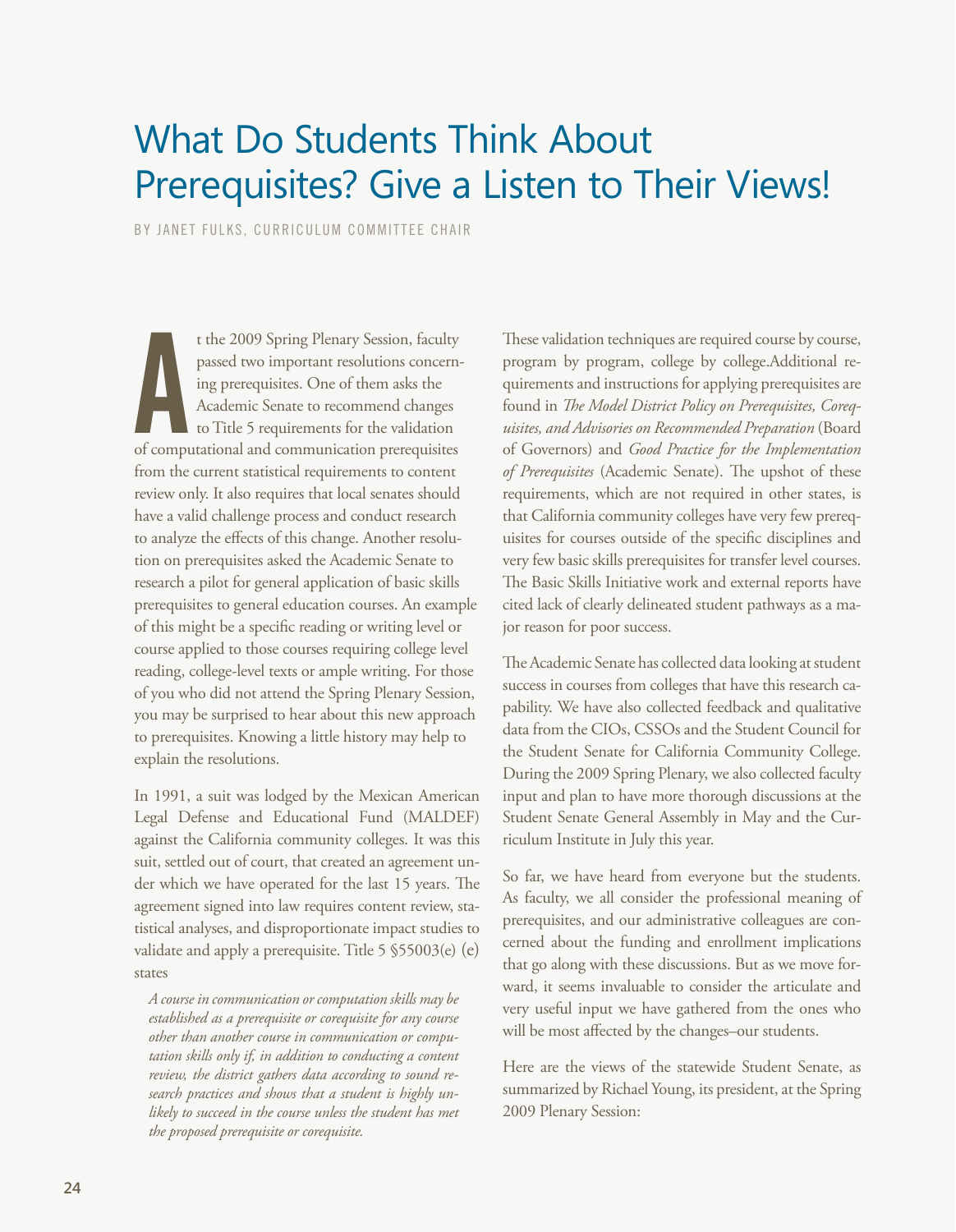# What Do Students Think About Prerequisites? Give a Listen to Their Views!

BY JANET FULKS, CURRICULUM COMMITTEE CHAIR

At the 2009 Spring Plenary Session, faculty passed two important resolutions concerning prerequisites. One of them asks the Academic Senate to recommend changes to Title 5 requirements for the validation of computational and communication prerequisites from the current statistical requirements to content review only. It also requires that local senates should have a valid challenge process and conduct research to analyze the effects of this change. Another resolution on prerequisites asked the Academic Senate to research a pilot for general application of basic skills prerequisites to general education courses. An example of this might be a specific reading or writing level or course applied to those courses requiring college level reading, college-level texts or ample writing. For those of you who did not attend the Spring Plenary Session, you may be surprised to hear about this new approach to prerequisites. Knowing a little history may help to explain the resolutions.

In 1991, a suit was lodged by the Mexican American Legal Defense and Educational Fund (MALDEF) against the California community colleges. It was this suit, settled out of court, that created an agreement under which we have operated for the last 15 years. The agreement signed into law requires content review, statistical analyses, and disproportionate impact studies to validate and apply a prerequisite. Title 5 §55003(e) (e) states

> *A course in communication or computation skills may be established as a prerequisite or corequisite for any course other than another course in communication or computation skills only if, in addition to conducting a content review, the district gathers data according to sound research practices and shows that a student is highly unlikely to succeed in the course unless the student has met the proposed prerequisite or corequisite.*

These validation techniques are required course by course, program by program, college by college.Additional requirements and instructions for applying prerequisites are found in *The Model District Policy on Prerequisites, Corequisites, and Advisories on Recommended Preparation* (Board of Governors) and *Good Practice for the Implementation of Prerequisites* (Academic Senate). The upshot of these requirements, which are not required in other states, is that California community colleges have very few prerequisites for courses outside of the specific disciplines and very few basic skills prerequisites for transfer level courses. The Basic Skills Initiative work and external reports have cited lack of clearly delineated student pathways as a major reason for poor success.

The Academic Senate has collected data looking at student success in courses from colleges that have this research capability. We have also collected feedback and qualitative data from the CIOs, CSSOs and the Student Council for the Student Senate for California Community College. During the 2009 Spring Plenary, we also collected faculty input and plan to have more thorough discussions at the Student Senate General Assembly in May and the Curriculum Institute in July this year.

So far, we have heard from everyone but the students. As faculty, we all consider the professional meaning of prerequisites, and our administrative colleagues are concerned about the funding and enrollment implications that go along with these discussions. But as we move forward, it seems invaluable to consider the articulate and very useful input we have gathered from the ones who will be most affected by the changes–our students.

Here are the views of the statewide Student Senate, as summarized by Richael Young, its president, at the Spring 2009 Plenary Session: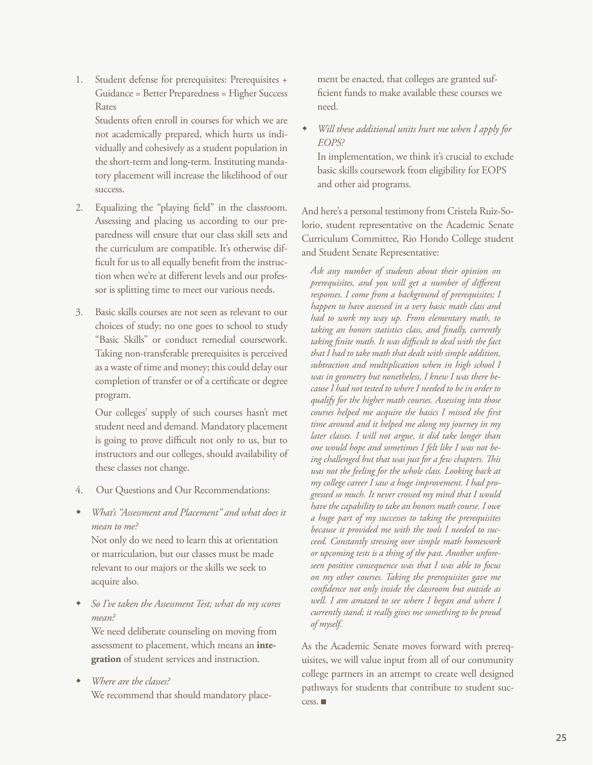1. Student defense for prerequisites: Prerequisites + Guidance = Better Preparedness = Higher Success Rates

   Students often enroll in courses for which we are not academically prepared, which hurts us individually and cohesively as a student population in the short-term and long-term. Instituting mandatory placement will increase the likelihood of our success.

2. Equalizing the "playing field" in the classroom. Assessing and placing us according to our preparedness will ensure that our class skill sets and the curriculum are compatible. It's otherwise difficult for us to all equally benefit from the instruction when we're at different levels and our professor is splitting time to meet our various needs.

3. Basic skills courses are not seen as relevant to our choices of study; no one goes to school to study "Basic Skills" or conduct remedial coursework. Taking non-transferable prerequisites is perceived as a waste of time and money; this could delay our completion of transfer or of a certificate or degree program.

   Our colleges' supply of such courses hasn't met student need and demand. Mandatory placement is going to prove difficult not only to us, but to instructors and our colleges, should availability of these classes not change.

4. Our Questions and Our Recommendations:

- *What's "Assessment and Placement" and what does it mean to me?*
  Not only do we need to learn this at orientation or matriculation, but our classes must be made relevant to our majors or the skills we seek to acquire also.

- *So I've taken the Assessment Test; what do my scores mean?*
  We need deliberate counseling on moving from assessment to placement, which means an **integration** of student services and instruction.

- *Where are the classes?*
  We recommend that should mandatory placement be enacted, that colleges are granted sufficient funds to make available these courses we need.

- *Will these additional units hurt me when I apply for EOPS?*
  In implementation, we think it's crucial to exclude basic skills coursework from eligibility for EOPS and other aid programs.

And here's a personal testimony from Cristela Ruiz-Solorio, student representative on the Academic Senate Curriculum Committee, Rio Hondo College student and Student Senate Representative:

> *Ask any number of students about their opinion on prerequisites, and you will get a number of different responses. I come from a background of prerequisites; I happen to have assessed in a very basic math class and had to work my way up. From elementary math, to taking an honors statistics class, and finally, currently taking finite math. It was difficult to deal with the fact that I had to take math that dealt with simple addition, subtraction and multiplication when in high school I was in geometry but nonetheless, I knew I was there because I had not tested to where I needed to be in order to qualify for the higher math courses. Assessing into those courses helped me acquire the basics I missed the first time around and it helped me along my journey in my later classes. I will not argue, it did take longer than one would hope and sometimes I felt like I was not being challenged but that was just for a few chapters. This was not the feeling for the whole class. Looking back at my college career I saw a huge improvement. I had progressed so much. It never crossed my mind that I would have the capability to take an honors math course. I owe a huge part of my successes to taking the prerequisites because it provided me with the tools I needed to succeed. Constantly stressing over simple math homework or upcoming tests is a thing of the past. Another unforeseen positive consequence was that I was able to focus on my other courses. Taking the prerequisites gave me confidence not only inside the classroom but outside as well. I am amazed to see where I began and where I currently stand; it really gives me something to be proud of myself.*

As the Academic Senate moves forward with prerequisites, we will value input from all of our community college partners in an attempt to create well designed pathways for students that contribute to student success. ■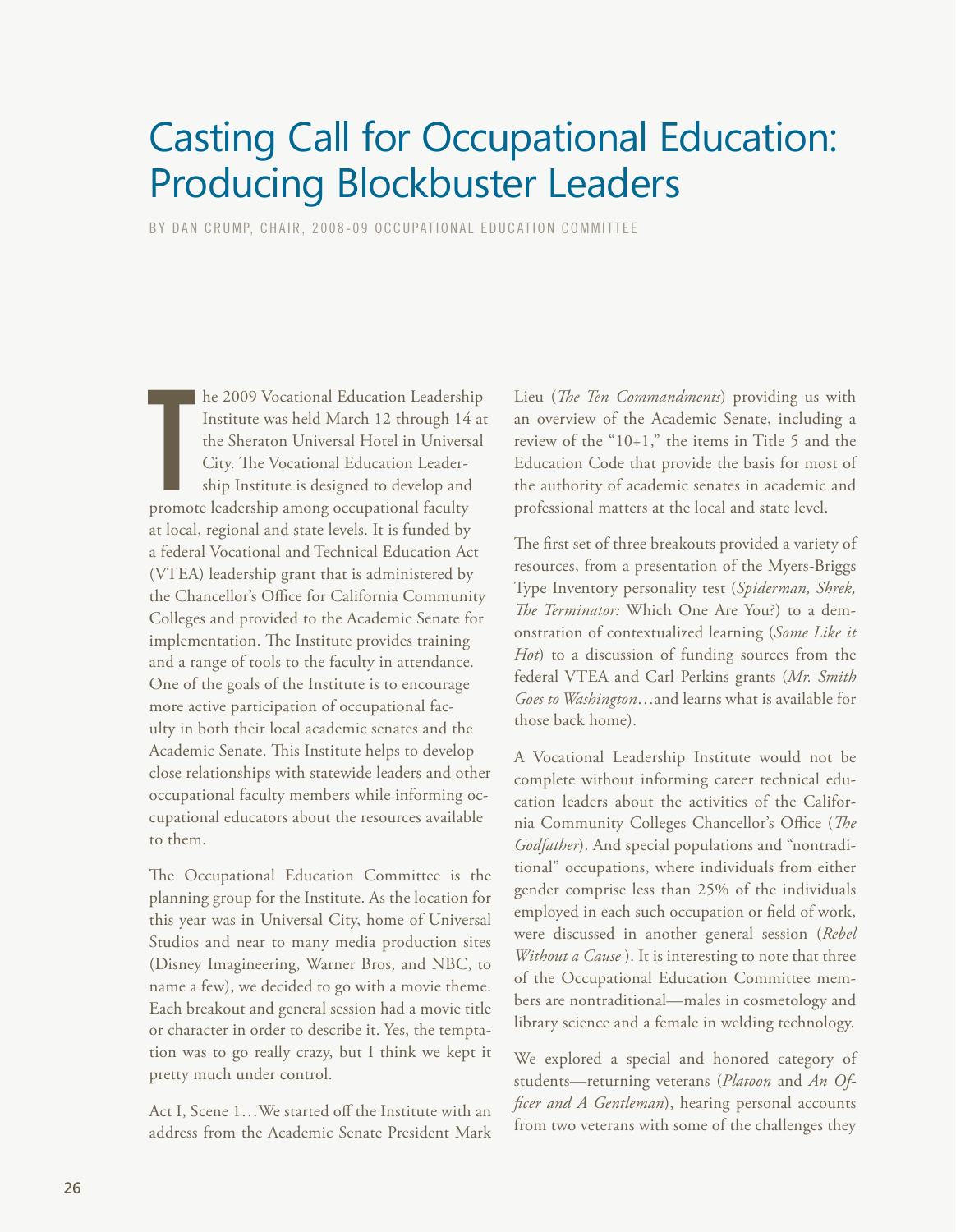# Casting Call for Occupational Education: Producing Blockbuster Leaders

BY DAN CRUMP, CHAIR, 2008-09 OCCUPATIONAL EDUCATION COMMITTEE

The 2009 Vocational Education Leadership Institute was held March 12 through 14 at the Sheraton Universal Hotel in Universal City. The Vocational Education Leadership Institute is designed to develop and promote leadership among occupational faculty at local, regional and state levels. It is funded by a federal Vocational and Technical Education Act (VTEA) leadership grant that is administered by the Chancellor's Office for California Community Colleges and provided to the Academic Senate for implementation. The Institute provides training and a range of tools to the faculty in attendance. One of the goals of the Institute is to encourage more active participation of occupational faculty in both their local academic senates and the Academic Senate. This Institute helps to develop close relationships with statewide leaders and other occupational faculty members while informing occupational educators about the resources available to them.

The Occupational Education Committee is the planning group for the Institute. As the location for this year was in Universal City, home of Universal Studios and near to many media production sites (Disney Imagineering, Warner Bros, and NBC, to name a few), we decided to go with a movie theme. Each breakout and general session had a movie title or character in order to describe it. Yes, the temptation was to go really crazy, but I think we kept it pretty much under control.

Act I, Scene 1…We started off the Institute with an address from the Academic Senate President Mark Lieu (*The Ten Commandments*) providing us with an overview of the Academic Senate, including a review of the "10+1," the items in Title 5 and the Education Code that provide the basis for most of the authority of academic senates in academic and professional matters at the local and state level.

The first set of three breakouts provided a variety of resources, from a presentation of the Myers-Briggs Type Inventory personality test (*Spiderman, Shrek, The Terminator:* Which One Are You?) to a demonstration of contextualized learning (*Some Like it Hot*) to a discussion of funding sources from the federal VTEA and Carl Perkins grants (*Mr. Smith Goes to Washington*…and learns what is available for those back home).

A Vocational Leadership Institute would not be complete without informing career technical education leaders about the activities of the California Community Colleges Chancellor's Office (*The Godfather*). And special populations and "nontraditional" occupations, where individuals from either gender comprise less than 25% of the individuals employed in each such occupation or field of work, were discussed in another general session (*Rebel Without a Cause* ). It is interesting to note that three of the Occupational Education Committee members are nontraditional—males in cosmetology and library science and a female in welding technology.

We explored a special and honored category of students—returning veterans (*Platoon* and *An Officer and A Gentleman*), hearing personal accounts from two veterans with some of the challenges they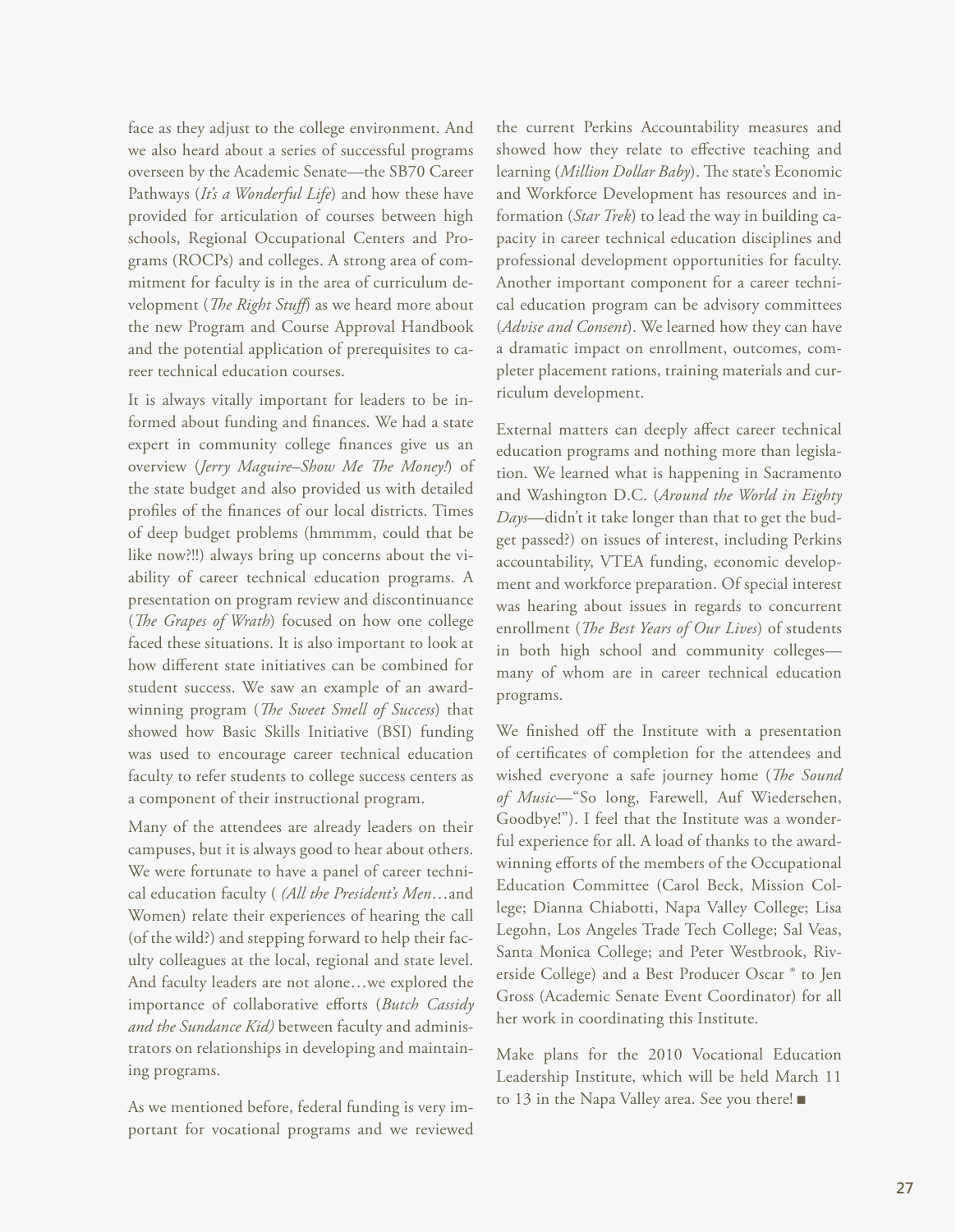face as they adjust to the college environment. And we also heard about a series of successful programs overseen by the Academic Senate—the SB70 Career Pathways (*It's a Wonderful Life*) and how these have provided for articulation of courses between high schools, Regional Occupational Centers and Programs (ROCPs) and colleges. A strong area of commitment for faculty is in the area of curriculum development (*The Right Stuff*) as we heard more about the new Program and Course Approval Handbook and the potential application of prerequisites to career technical education courses.

It is always vitally important for leaders to be informed about funding and finances. We had a state expert in community college finances give us an overview (*Jerry Maguire–Show Me The Money!*) of the state budget and also provided us with detailed profiles of the finances of our local districts. Times of deep budget problems (hmmmm, could that be like now?!!) always bring up concerns about the viability of career technical education programs. A presentation on program review and discontinuance (*The Grapes of Wrath*) focused on how one college faced these situations. It is also important to look at how different state initiatives can be combined for student success. We saw an example of an award-winning program (*The Sweet Smell of Success*) that showed how Basic Skills Initiative (BSI) funding was used to encourage career technical education faculty to refer students to college success centers as a component of their instructional program.

Many of the attendees are already leaders on their campuses, but it is always good to hear about others. We were fortunate to have a panel of career technical education faculty ( *(All the President's Men*…and Women) relate their experiences of hearing the call (of the wild?) and stepping forward to help their faculty colleagues at the local, regional and state level. And faculty leaders are not alone…we explored the importance of collaborative efforts (*Butch Cassidy and the Sundance Kid)* between faculty and administrators on relationships in developing and maintaining programs.

As we mentioned before, federal funding is very important for vocational programs and we reviewed the current Perkins Accountability measures and showed how they relate to effective teaching and learning (*Million Dollar Baby*). The state's Economic and Workforce Development has resources and information (*Star Trek*) to lead the way in building capacity in career technical education disciplines and professional development opportunities for faculty. Another important component for a career technical education program can be advisory committees (*Advise and Consent*). We learned how they can have a dramatic impact on enrollment, outcomes, completer placement rations, training materials and curriculum development.

External matters can deeply affect career technical education programs and nothing more than legislation. We learned what is happening in Sacramento and Washington D.C. (*Around the World in Eighty Days*—didn't it take longer than that to get the budget passed?) on issues of interest, including Perkins accountability, VTEA funding, economic development and workforce preparation. Of special interest was hearing about issues in regards to concurrent enrollment (*The Best Years of Our Lives*) of students in both high school and community colleges—many of whom are in career technical education programs.

We finished off the Institute with a presentation of certificates of completion for the attendees and wished everyone a safe journey home (*The Sound of Music*—"So long, Farewell, Auf Wiedersehen, Goodbye!"). I feel that the Institute was a wonderful experience for all. A load of thanks to the award-winning efforts of the members of the Occupational Education Committee (Carol Beck, Mission College; Dianna Chiabotti, Napa Valley College; Lisa Legohn, Los Angeles Trade Tech College; Sal Veas, Santa Monica College; and Peter Westbrook, Riverside College) and a Best Producer Oscar ® to Jen Gross (Academic Senate Event Coordinator) for all her work in coordinating this Institute.

Make plans for the 2010 Vocational Education Leadership Institute, which will be held March 11 to 13 in the Napa Valley area. See you there! ■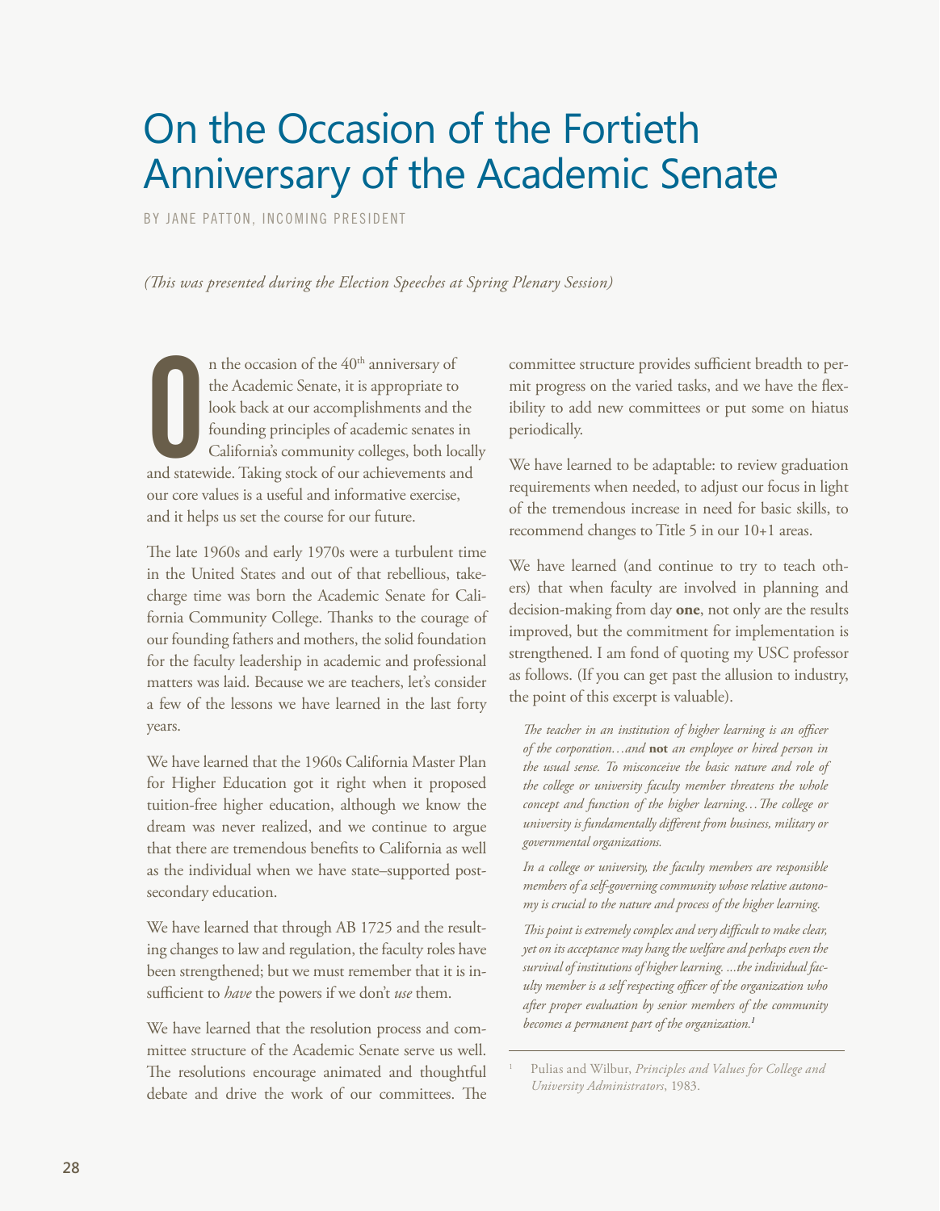# On the Occasion of the Fortieth Anniversary of the Academic Senate

BY JANE PATTON, INCOMING PRESIDENT

*(This was presented during the Election Speeches at Spring Plenary Session)*

On the occasion of the 40th anniversary of the Academic Senate, it is appropriate to look back at our accomplishments and the founding principles of academic senates in California's community colleges, both locally and statewide. Taking stock of our achievements and our core values is a useful and informative exercise, and it helps us set the course for our future.

The late 1960s and early 1970s were a turbulent time in the United States and out of that rebellious, take-charge time was born the Academic Senate for California Community College. Thanks to the courage of our founding fathers and mothers, the solid foundation for the faculty leadership in academic and professional matters was laid. Because we are teachers, let's consider a few of the lessons we have learned in the last forty years.

We have learned that the 1960s California Master Plan for Higher Education got it right when it proposed tuition-free higher education, although we know the dream was never realized, and we continue to argue that there are tremendous benefits to California as well as the individual when we have state–supported post-secondary education.

We have learned that through AB 1725 and the resulting changes to law and regulation, the faculty roles have been strengthened; but we must remember that it is insufficient to *have* the powers if we don't *use* them.

We have learned that the resolution process and committee structure of the Academic Senate serve us well. The resolutions encourage animated and thoughtful debate and drive the work of our committees. The committee structure provides sufficient breadth to permit progress on the varied tasks, and we have the flexibility to add new committees or put some on hiatus periodically.

We have learned to be adaptable: to review graduation requirements when needed, to adjust our focus in light of the tremendous increase in need for basic skills, to recommend changes to Title 5 in our 10+1 areas.

We have learned (and continue to try to teach others) that when faculty are involved in planning and decision-making from day **one**, not only are the results improved, but the commitment for implementation is strengthened. I am fond of quoting my USC professor as follows. (If you can get past the allusion to industry, the point of this excerpt is valuable).

> *The teacher in an institution of higher learning is an officer of the corporation…and* **not** *an employee or hired person in the usual sense. To misconceive the basic nature and role of the college or university faculty member threatens the whole concept and function of the higher learning…The college or university is fundamentally different from business, military or governmental organizations.*
>
> *In a college or university, the faculty members are responsible members of a self-governing community whose relative autonomy is crucial to the nature and process of the higher learning.*
>
> *This point is extremely complex and very difficult to make clear, yet on its acceptance may hang the welfare and perhaps even the survival of institutions of higher learning. ...the individual faculty member is a self respecting officer of the organization who after proper evaluation by senior members of the community becomes a permanent part of the organization.*[1]

---

1 Pulias and Wilbur, *Principles and Values for College and University Administrators*, 1983.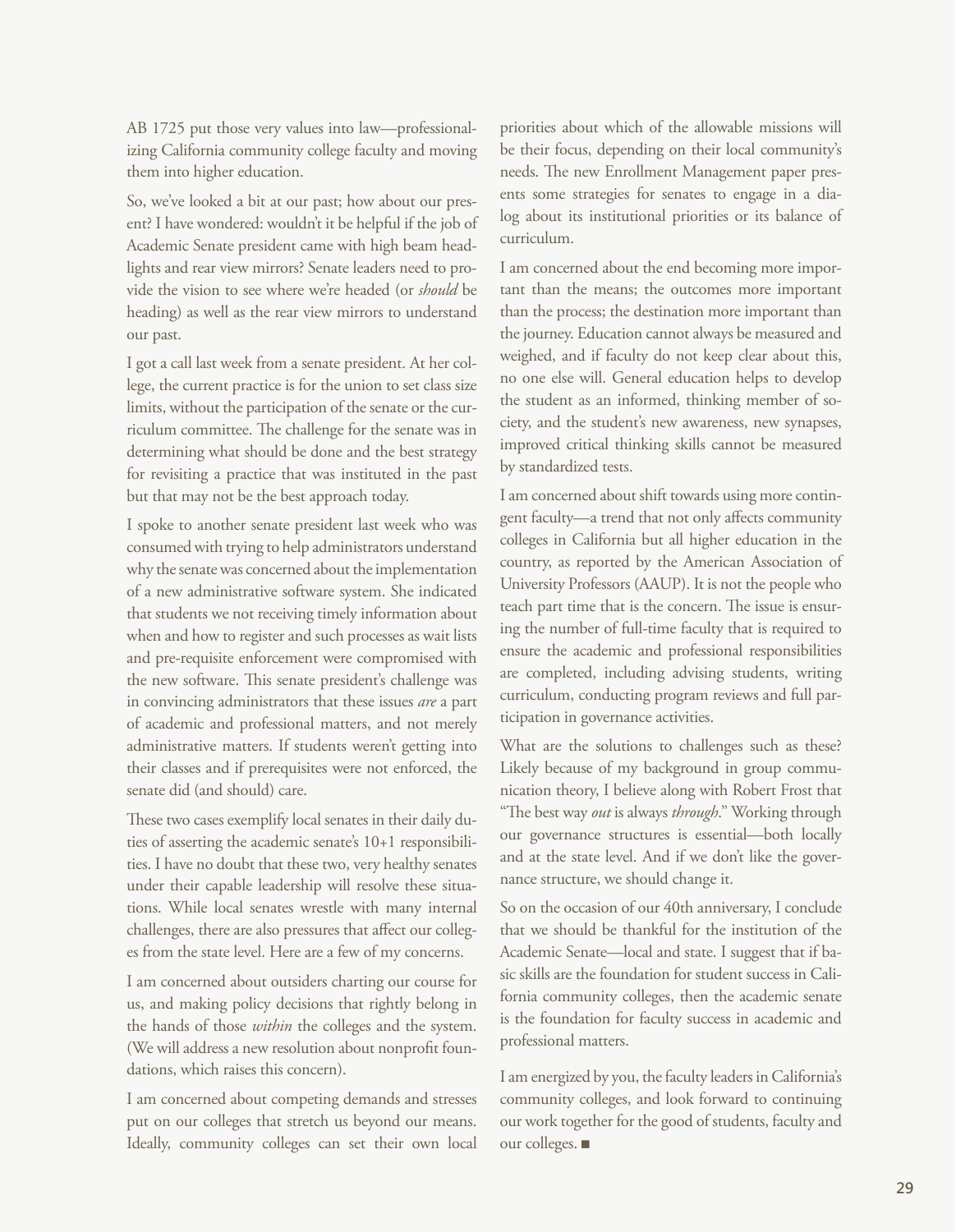AB 1725 put those very values into law—professionalizing California community college faculty and moving them into higher education.

So, we've looked a bit at our past; how about our present? I have wondered: wouldn't it be helpful if the job of Academic Senate president came with high beam headlights and rear view mirrors? Senate leaders need to provide the vision to see where we're headed (or *should* be heading) as well as the rear view mirrors to understand our past.

I got a call last week from a senate president. At her college, the current practice is for the union to set class size limits, without the participation of the senate or the curriculum committee. The challenge for the senate was in determining what should be done and the best strategy for revisiting a practice that was instituted in the past but that may not be the best approach today.

I spoke to another senate president last week who was consumed with trying to help administrators understand why the senate was concerned about the implementation of a new administrative software system. She indicated that students we not receiving timely information about when and how to register and such processes as wait lists and pre-requisite enforcement were compromised with the new software. This senate president's challenge was in convincing administrators that these issues *are* a part of academic and professional matters, and not merely administrative matters. If students weren't getting into their classes and if prerequisites were not enforced, the senate did (and should) care.

These two cases exemplify local senates in their daily duties of asserting the academic senate's 10+1 responsibilities. I have no doubt that these two, very healthy senates under their capable leadership will resolve these situations. While local senates wrestle with many internal challenges, there are also pressures that affect our colleges from the state level. Here are a few of my concerns.

I am concerned about outsiders charting our course for us, and making policy decisions that rightly belong in the hands of those *within* the colleges and the system. (We will address a new resolution about nonprofit foundations, which raises this concern).

I am concerned about competing demands and stresses put on our colleges that stretch us beyond our means. Ideally, community colleges can set their own local priorities about which of the allowable missions will be their focus, depending on their local community's needs. The new Enrollment Management paper presents some strategies for senates to engage in a dialog about its institutional priorities or its balance of curriculum.

I am concerned about the end becoming more important than the means; the outcomes more important than the process; the destination more important than the journey. Education cannot always be measured and weighed, and if faculty do not keep clear about this, no one else will. General education helps to develop the student as an informed, thinking member of society, and the student's new awareness, new synapses, improved critical thinking skills cannot be measured by standardized tests.

I am concerned about shift towards using more contingent faculty—a trend that not only affects community colleges in California but all higher education in the country, as reported by the American Association of University Professors (AAUP). It is not the people who teach part time that is the concern. The issue is ensuring the number of full-time faculty that is required to ensure the academic and professional responsibilities are completed, including advising students, writing curriculum, conducting program reviews and full participation in governance activities.

What are the solutions to challenges such as these? Likely because of my background in group communication theory, I believe along with Robert Frost that "The best way *out* is always *through*." Working through our governance structures is essential—both locally and at the state level. And if we don't like the governance structure, we should change it.

So on the occasion of our 40th anniversary, I conclude that we should be thankful for the institution of the Academic Senate—local and state. I suggest that if basic skills are the foundation for student success in California community colleges, then the academic senate is the foundation for faculty success in academic and professional matters.

I am energized by you, the faculty leaders in California's community colleges, and look forward to continuing our work together for the good of students, faculty and our colleges. ■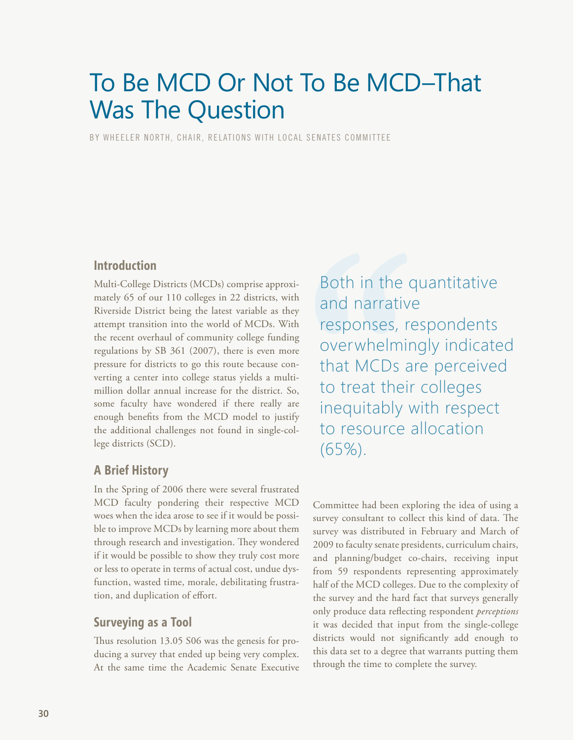# To Be MCD Or Not To Be MCD–That Was The Question

BY WHEELER NORTH, CHAIR, RELATIONS WITH LOCAL SENATES COMMITTEE

## Introduction

Multi-College Districts (MCDs) comprise approximately 65 of our 110 colleges in 22 districts, with Riverside District being the latest variable as they attempt transition into the world of MCDs. With the recent overhaul of community college funding regulations by SB 361 (2007), there is even more pressure for districts to go this route because converting a center into college status yields a multimillion dollar annual increase for the district. So, some faculty have wondered if there really are enough benefits from the MCD model to justify the additional challenges not found in single-college districts (SCD).

## A Brief History

In the Spring of 2006 there were several frustrated MCD faculty pondering their respective MCD woes when the idea arose to see if it would be possible to improve MCDs by learning more about them through research and investigation. They wondered if it would be possible to show they truly cost more or less to operate in terms of actual cost, undue dysfunction, wasted time, morale, debilitating frustration, and duplication of effort.

## Surveying as a Tool

Thus resolution 13.05 S06 was the genesis for producing a survey that ended up being very complex. At the same time the Academic Senate Executive Committee had been exploring the idea of using a survey consultant to collect this kind of data. The survey was distributed in February and March of 2009 to faculty senate presidents, curriculum chairs, and planning/budget co-chairs, receiving input from 59 respondents representing approximately half of the MCD colleges. Due to the complexity of the survey and the hard fact that surveys generally only produce data reflecting respondent *perceptions* it was decided that input from the single-college districts would not significantly add enough to this data set to a degree that warrants putting them through the time to complete the survey.

> Both in the quantitative and narrative responses, respondents overwhelmingly indicated that MCDs are perceived to treat their colleges inequitably with respect to resource allocation (65%).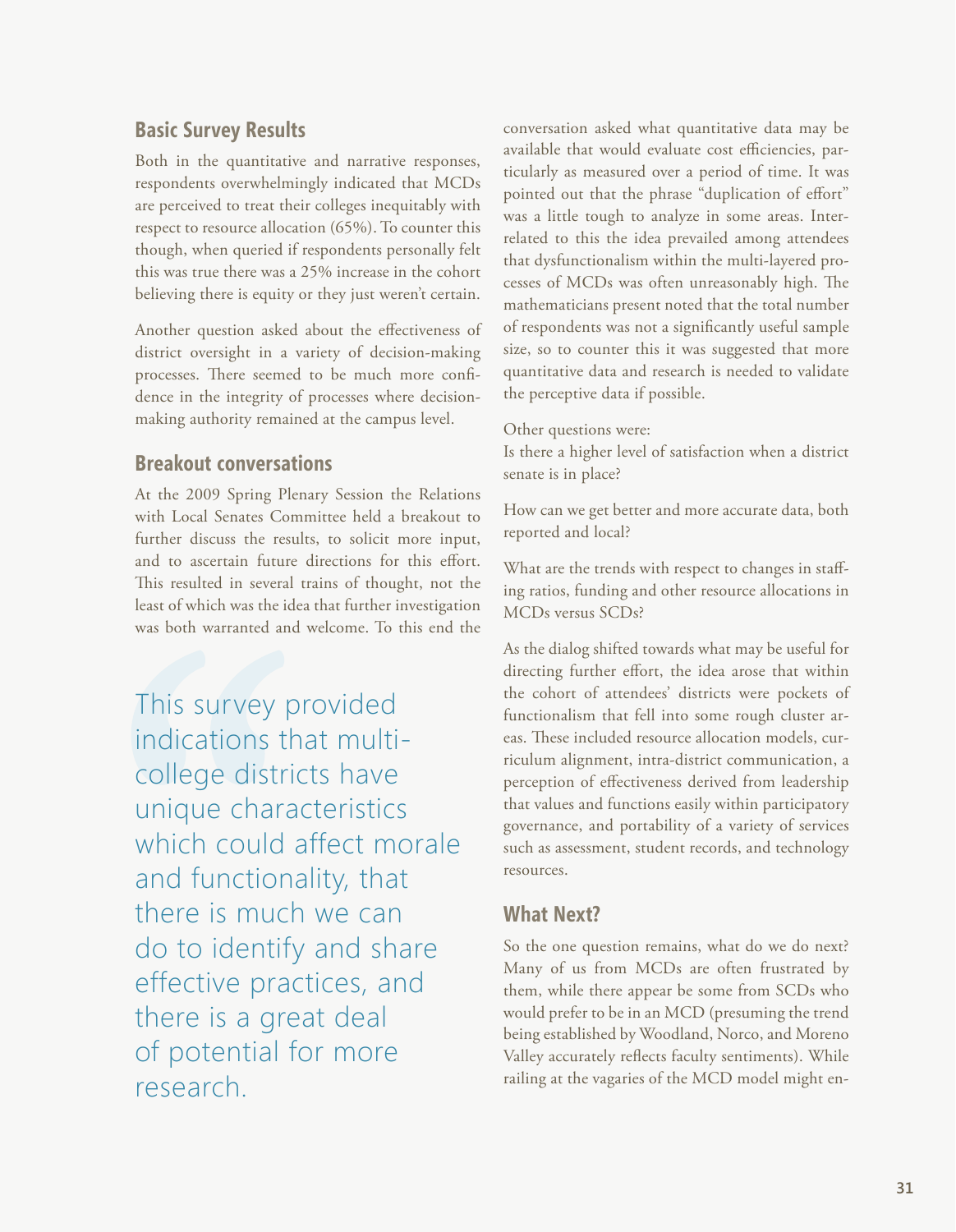## Basic Survey Results

Both in the quantitative and narrative responses, respondents overwhelmingly indicated that MCDs are perceived to treat their colleges inequitably with respect to resource allocation (65%). To counter this though, when queried if respondents personally felt this was true there was a 25% increase in the cohort believing there is equity or they just weren't certain.

Another question asked about the effectiveness of district oversight in a variety of decision-making processes. There seemed to be much more confidence in the integrity of processes where decision-making authority remained at the campus level.

## Breakout conversations

At the 2009 Spring Plenary Session the Relations with Local Senates Committee held a breakout to further discuss the results, to solicit more input, and to ascertain future directions for this effort. This resulted in several trains of thought, not the least of which was the idea that further investigation was both warranted and welcome. To this end the conversation asked what quantitative data may be available that would evaluate cost efficiencies, particularly as measured over a period of time. It was pointed out that the phrase "duplication of effort" was a little tough to analyze in some areas. Interrelated to this the idea prevailed among attendees that dysfunctionalism within the multi-layered processes of MCDs was often unreasonably high. The mathematicians present noted that the total number of respondents was not a significantly useful sample size, so to counter this it was suggested that more quantitative data and research is needed to validate the perceptive data if possible.

> This survey provided indications that multi-college districts have unique characteristics which could affect morale and functionality, that there is much we can do to identify and share effective practices, and there is a great deal of potential for more research.

Other questions were:

Is there a higher level of satisfaction when a district senate is in place?

How can we get better and more accurate data, both reported and local?

What are the trends with respect to changes in staffing ratios, funding and other resource allocations in MCDs versus SCDs?

As the dialog shifted towards what may be useful for directing further effort, the idea arose that within the cohort of attendees' districts were pockets of functionalism that fell into some rough cluster areas. These included resource allocation models, curriculum alignment, intra-district communication, a perception of effectiveness derived from leadership that values and functions easily within participatory governance, and portability of a variety of services such as assessment, student records, and technology resources.

## What Next?

So the one question remains, what do we do next? Many of us from MCDs are often frustrated by them, while there appear be some from SCDs who would prefer to be in an MCD (presuming the trend being established by Woodland, Norco, and Moreno Valley accurately reflects faculty sentiments). While railing at the vagaries of the MCD model might en-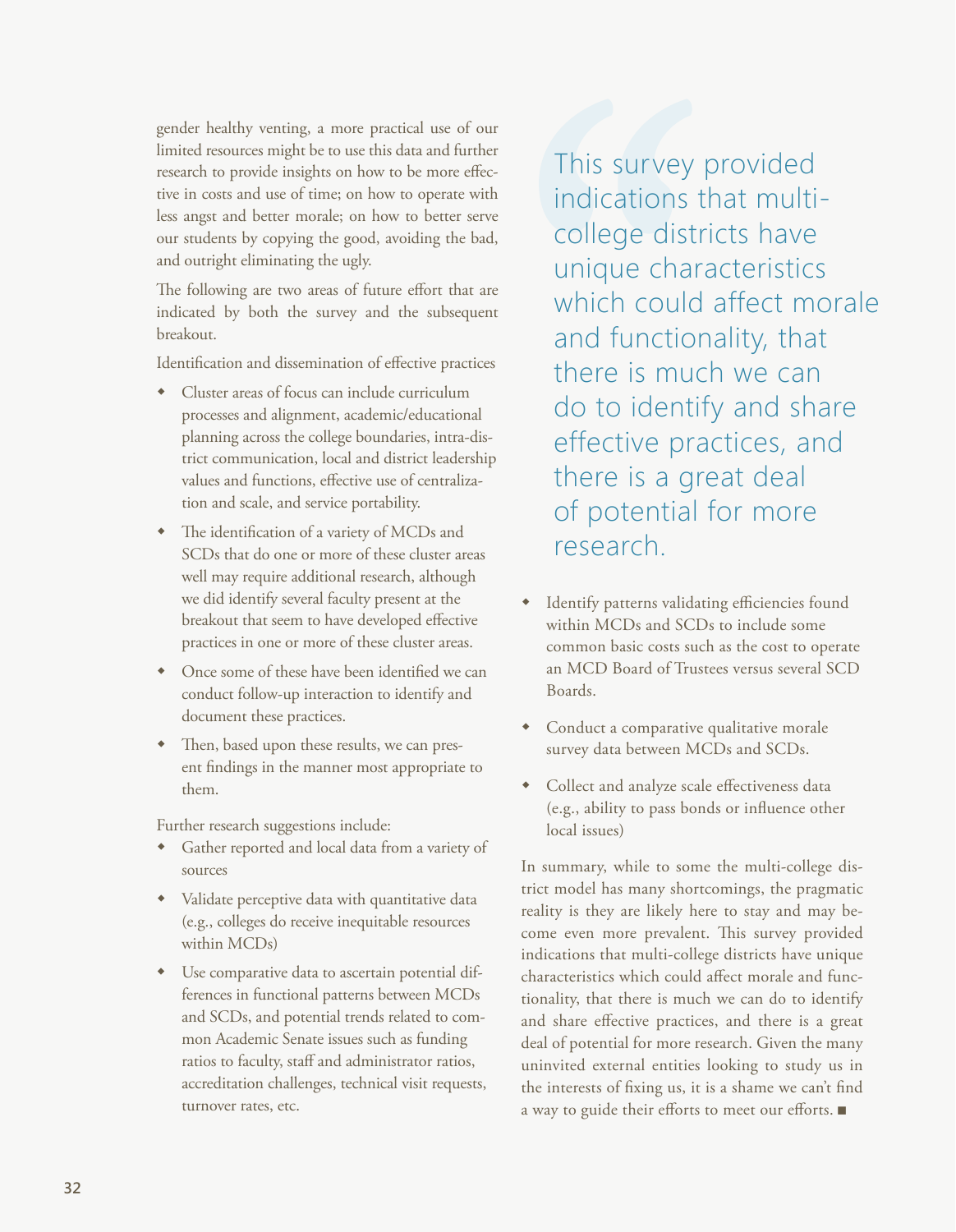gender healthy venting, a more practical use of our limited resources might be to use this data and further research to provide insights on how to be more effective in costs and use of time; on how to operate with less angst and better morale; on how to better serve our students by copying the good, avoiding the bad, and outright eliminating the ugly.

The following are two areas of future effort that are indicated by both the survey and the subsequent breakout.

Identification and dissemination of effective practices

- Cluster areas of focus can include curriculum processes and alignment, academic/educational planning across the college boundaries, intra-district communication, local and district leadership values and functions, effective use of centralization and scale, and service portability.
- The identification of a variety of MCDs and SCDs that do one or more of these cluster areas well may require additional research, although we did identify several faculty present at the breakout that seem to have developed effective practices in one or more of these cluster areas.
- Once some of these have been identified we can conduct follow-up interaction to identify and document these practices.
- Then, based upon these results, we can present findings in the manner most appropriate to them.

Further research suggestions include:

- Gather reported and local data from a variety of sources
- Validate perceptive data with quantitative data (e.g., colleges do receive inequitable resources within MCDs)
- Use comparative data to ascertain potential differences in functional patterns between MCDs and SCDs, and potential trends related to common Academic Senate issues such as funding ratios to faculty, staff and administrator ratios, accreditation challenges, technical visit requests, turnover rates, etc.

> This survey provided indications that multi-college districts have unique characteristics which could affect morale and functionality, that there is much we can do to identify and share effective practices, and there is a great deal of potential for more research.

- Identify patterns validating efficiencies found within MCDs and SCDs to include some common basic costs such as the cost to operate an MCD Board of Trustees versus several SCD Boards.
- Conduct a comparative qualitative morale survey data between MCDs and SCDs.
- Collect and analyze scale effectiveness data (e.g., ability to pass bonds or influence other local issues)

In summary, while to some the multi-college district model has many shortcomings, the pragmatic reality is they are likely here to stay and may become even more prevalent. This survey provided indications that multi-college districts have unique characteristics which could affect morale and functionality, that there is much we can do to identify and share effective practices, and there is a great deal of potential for more research. Given the many uninvited external entities looking to study us in the interests of fixing us, it is a shame we can't find a way to guide their efforts to meet our efforts. ■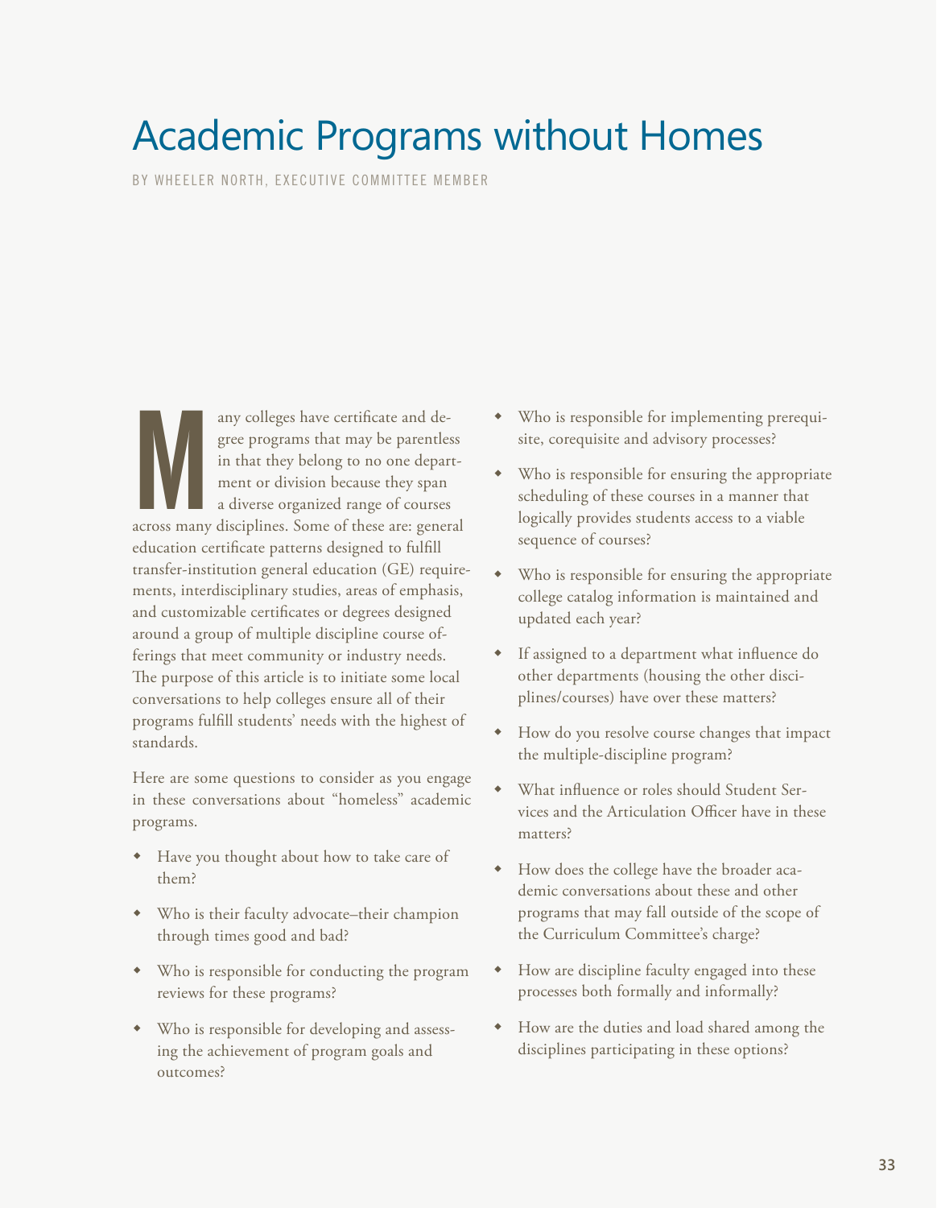# Academic Programs without Homes

BY WHEELER NORTH, EXECUTIVE COMMITTEE MEMBER

Many colleges have certificate and degree programs that may be parentless in that they belong to no one department or division because they span a diverse organized range of courses across many disciplines. Some of these are: general education certificate patterns designed to fulfill transfer-institution general education (GE) requirements, interdisciplinary studies, areas of emphasis, and customizable certificates or degrees designed around a group of multiple discipline course offerings that meet community or industry needs. The purpose of this article is to initiate some local conversations to help colleges ensure all of their programs fulfill students' needs with the highest of standards.

Here are some questions to consider as you engage in these conversations about "homeless" academic programs.

- Have you thought about how to take care of them?
- Who is their faculty advocate–their champion through times good and bad?
- Who is responsible for conducting the program reviews for these programs?
- Who is responsible for developing and assessing the achievement of program goals and outcomes?
- Who is responsible for implementing prerequisite, corequisite and advisory processes?
- Who is responsible for ensuring the appropriate scheduling of these courses in a manner that logically provides students access to a viable sequence of courses?
- Who is responsible for ensuring the appropriate college catalog information is maintained and updated each year?
- If assigned to a department what influence do other departments (housing the other disciplines/courses) have over these matters?
- How do you resolve course changes that impact the multiple-discipline program?
- What influence or roles should Student Services and the Articulation Officer have in these matters?
- How does the college have the broader academic conversations about these and other programs that may fall outside of the scope of the Curriculum Committee's charge?
- How are discipline faculty engaged into these processes both formally and informally?
- How are the duties and load shared among the disciplines participating in these options?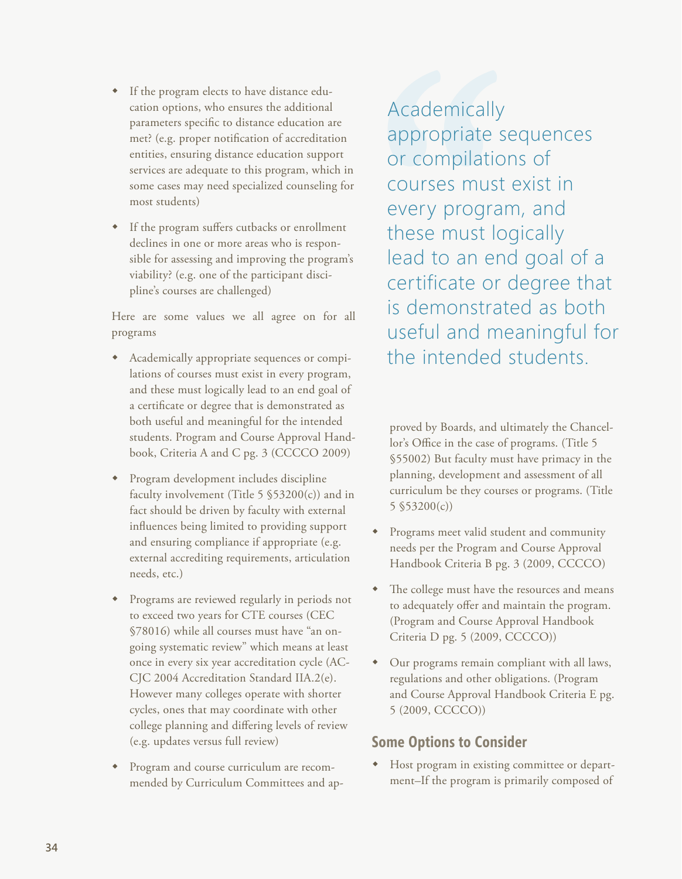- If the program elects to have distance education options, who ensures the additional parameters specific to distance education are met? (e.g. proper notification of accreditation entities, ensuring distance education support services are adequate to this program, which in some cases may need specialized counseling for most students)
- If the program suffers cutbacks or enrollment declines in one or more areas who is responsible for assessing and improving the program's viability? (e.g. one of the participant discipline's courses are challenged)

Here are some values we all agree on for all programs

- Academically appropriate sequences or compilations of courses must exist in every program, and these must logically lead to an end goal of a certificate or degree that is demonstrated as both useful and meaningful for the intended students. Program and Course Approval Handbook, Criteria A and C pg. 3 (CCCCO 2009)
- Program development includes discipline faculty involvement (Title 5 §53200(c)) and in fact should be driven by faculty with external influences being limited to providing support and ensuring compliance if appropriate (e.g. external accrediting requirements, articulation needs, etc.)
- Programs are reviewed regularly in periods not to exceed two years for CTE courses (CEC §78016) while all courses must have "an ongoing systematic review" which means at least once in every six year accreditation cycle (ACCJC 2004 Accreditation Standard IIA.2(e). However many colleges operate with shorter cycles, ones that may coordinate with other college planning and differing levels of review (e.g. updates versus full review)
- Program and course curriculum are recommended by Curriculum Committees and approved by Boards, and ultimately the Chancellor's Office in the case of programs. (Title 5 §55002) But faculty must have primacy in the planning, development and assessment of all curriculum be they courses or programs. (Title 5 §53200(c))

> Academically appropriate sequences or compilations of courses must exist in every program, and these must logically lead to an end goal of a certificate or degree that is demonstrated as both useful and meaningful for the intended students.

- Programs meet valid student and community needs per the Program and Course Approval Handbook Criteria B pg. 3 (2009, CCCCO)
- The college must have the resources and means to adequately offer and maintain the program. (Program and Course Approval Handbook Criteria D pg. 5 (2009, CCCCO))
- Our programs remain compliant with all laws, regulations and other obligations. (Program and Course Approval Handbook Criteria E pg. 5 (2009, CCCCO))

## Some Options to Consider

- Host program in existing committee or department–If the program is primarily composed of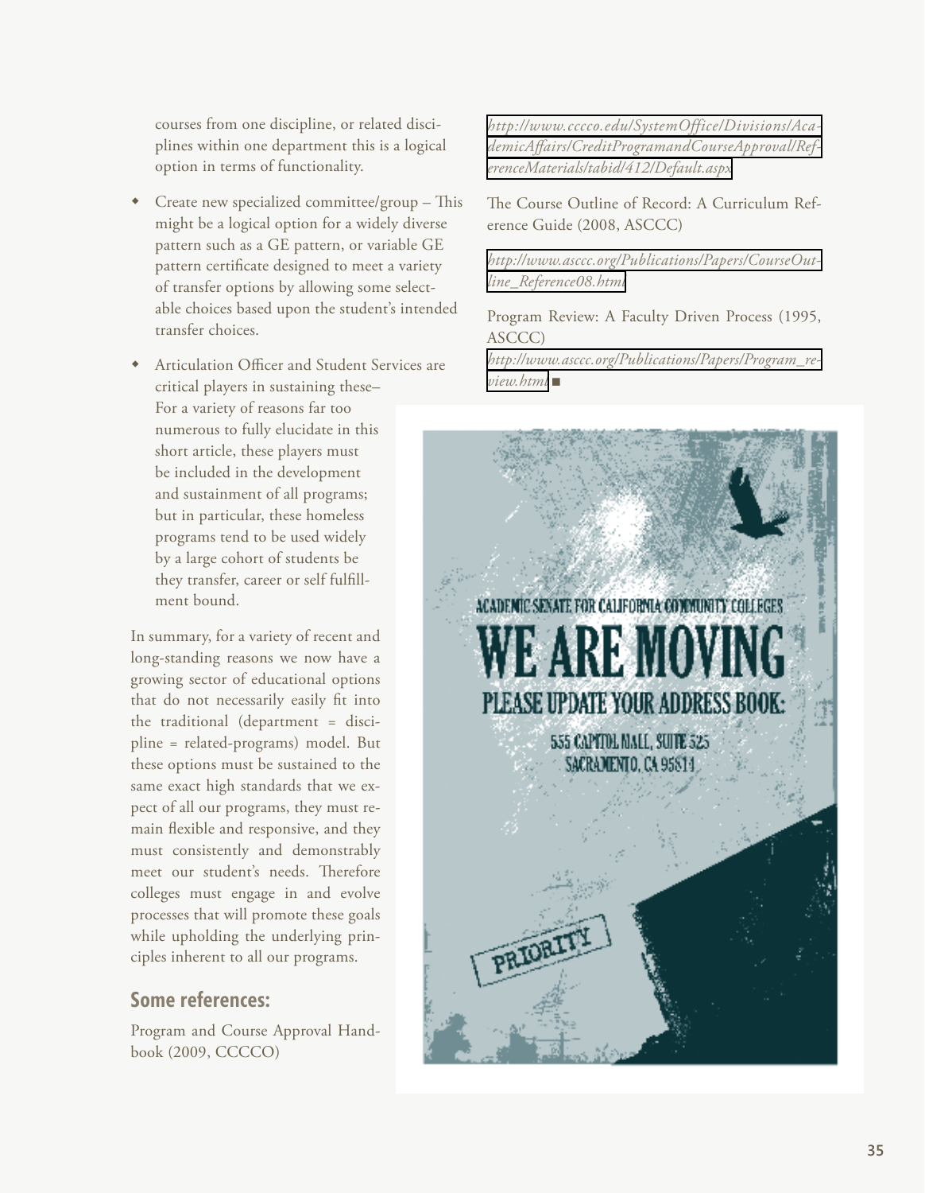courses from one discipline, or related disciplines within one department this is a logical option in terms of functionality.

- Create new specialized committee/group – This might be a logical option for a widely diverse pattern such as a GE pattern, or variable GE pattern certificate designed to meet a variety of transfer options by allowing some selectable choices based upon the student's intended transfer choices.
- Articulation Officer and Student Services are critical players in sustaining these– For a variety of reasons far too numerous to fully elucidate in this short article, these players must be included in the development and sustainment of all programs; but in particular, these homeless programs tend to be used widely by a large cohort of students be they transfer, career or self fulfillment bound.

In summary, for a variety of recent and long-standing reasons we now have a growing sector of educational options that do not necessarily easily fit into the traditional (department = discipline = related-programs) model. But these options must be sustained to the same exact high standards that we expect of all our programs, they must remain flexible and responsive, and they must consistently and demonstrably meet our student's needs. Therefore colleges must engage in and evolve processes that will promote these goals while upholding the underlying principles inherent to all our programs.

## Some references:

Program and Course Approval Handbook (2009, CCCCO)

*http://www.cccco.edu/SystemOffice/Divisions/AcademicAffairs/CreditProgramandCourseApproval/ReferenceMaterials/tabid/412/Default.aspx*

The Course Outline of Record: A Curriculum Reference Guide (2008, ASCCC)

*http://www.asccc.org/Publications/Papers/CourseOutline_Reference08.html*

Program Review: A Faculty Driven Process (1995, ASCCC)

*http://www.asccc.org/Publications/Papers/Program_review.html* ■

ACADEMIC SENATE FOR CALIFORNIA COMMUNITY COLLEGES

WE ARE MOVING

PLEASE UPDATE YOUR ADDRESS BOOK:

555 CAPITOL MALL, SUITE 525
SACRAMENTO, CA 95814

PRIORITY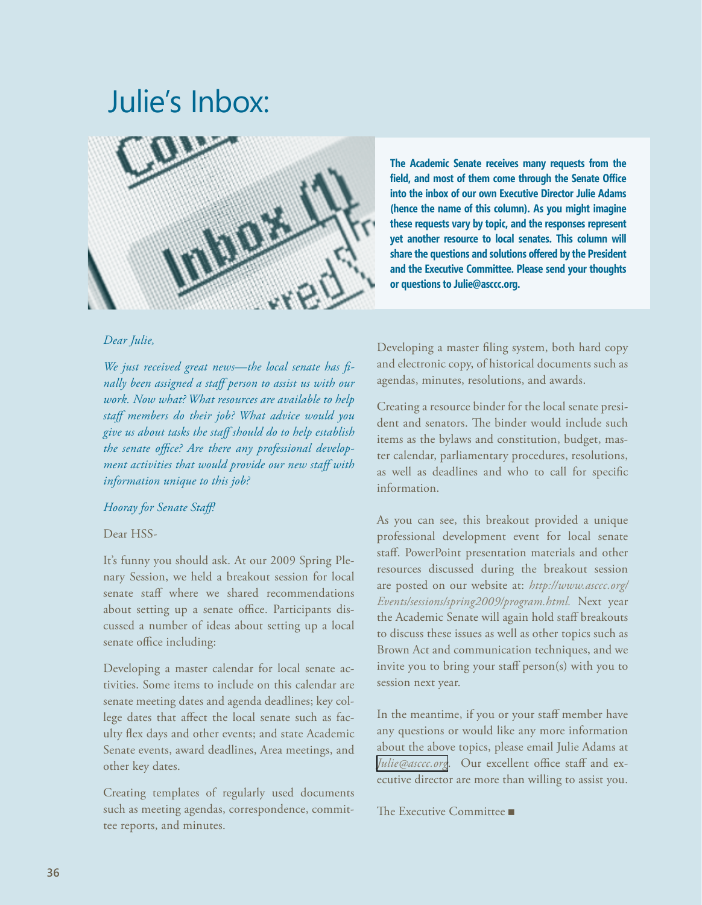# Julie's Inbox:

**The Academic Senate receives many requests from the field, and most of them come through the Senate Office into the inbox of our own Executive Director Julie Adams (hence the name of this column). As you might imagine these requests vary by topic, and the responses represent yet another resource to local senates. This column will share the questions and solutions offered by the President and the Executive Committee. Please send your thoughts or questions to Julie@asccc.org.**

*Dear Julie,*

*We just received great news—the local senate has finally been assigned a staff person to assist us with our work. Now what? What resources are available to help staff members do their job? What advice would you give us about tasks the staff should do to help establish the senate office? Are there any professional development activities that would provide our new staff with information unique to this job?*

*Hooray for Senate Staff!*

Dear HSS-

It's funny you should ask. At our 2009 Spring Plenary Session, we held a breakout session for local senate staff where we shared recommendations about setting up a senate office. Participants discussed a number of ideas about setting up a local senate office including:

Developing a master calendar for local senate activities. Some items to include on this calendar are senate meeting dates and agenda deadlines; key college dates that affect the local senate such as faculty flex days and other events; and state Academic Senate events, award deadlines, Area meetings, and other key dates.

Creating templates of regularly used documents such as meeting agendas, correspondence, committee reports, and minutes.

Developing a master filing system, both hard copy and electronic copy, of historical documents such as agendas, minutes, resolutions, and awards.

Creating a resource binder for the local senate president and senators. The binder would include such items as the bylaws and constitution, budget, master calendar, parliamentary procedures, resolutions, as well as deadlines and who to call for specific information.

As you can see, this breakout provided a unique professional development event for local senate staff. PowerPoint presentation materials and other resources discussed during the breakout session are posted on our website at: *http://www.asccc.org/Events/sessions/spring2009/program.html.* Next year the Academic Senate will again hold staff breakouts to discuss these issues as well as other topics such as Brown Act and communication techniques, and we invite you to bring your staff person(s) with you to session next year.

In the meantime, if you or your staff member have any questions or would like any more information about the above topics, please email Julie Adams at *Julie@asccc.org*. Our excellent office staff and executive director are more than willing to assist you.

The Executive Committee ■